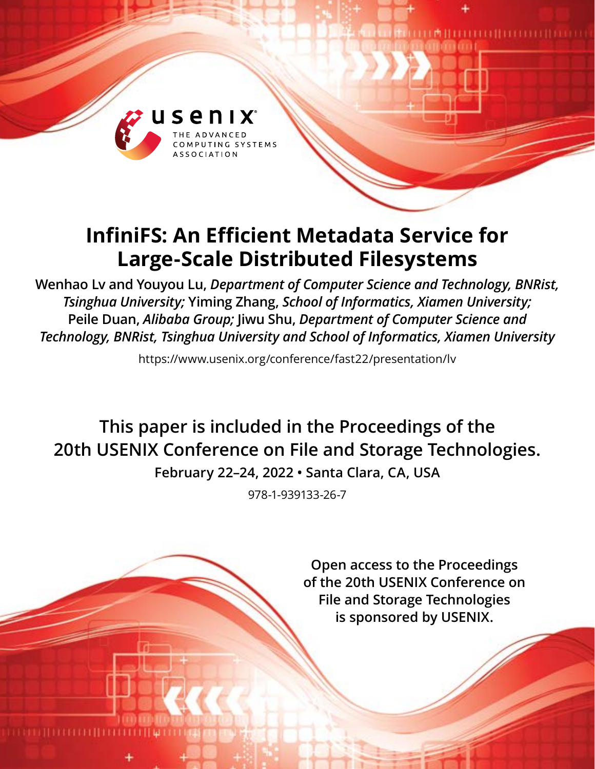# InfiniFS: An Efficient Metadata Service for Large-Scale Distributed Filesystems

**Wenhao Lv and Youyou Lu,** ***Department of Computer Science and Technology, BNRist, Tsinghua University;*** **Yiming Zhang,** ***School of Informatics, Xiamen University;*** **Peile Duan,** ***Alibaba Group;*** **Jiwu Shu,** ***Department of Computer Science and Technology, BNRist, Tsinghua University and School of Informatics, Xiamen University***

https://www.usenix.org/conference/fast22/presentation/lv

**This paper is included in the Proceedings of the 20th USENIX Conference on File and Storage Technologies.**

**February 22–24, 2022 • Santa Clara, CA, USA**

978-1-939133-26-7

**Open access to the Proceedings of the 20th USENIX Conference on File and Storage Technologies is sponsored by USENIX.**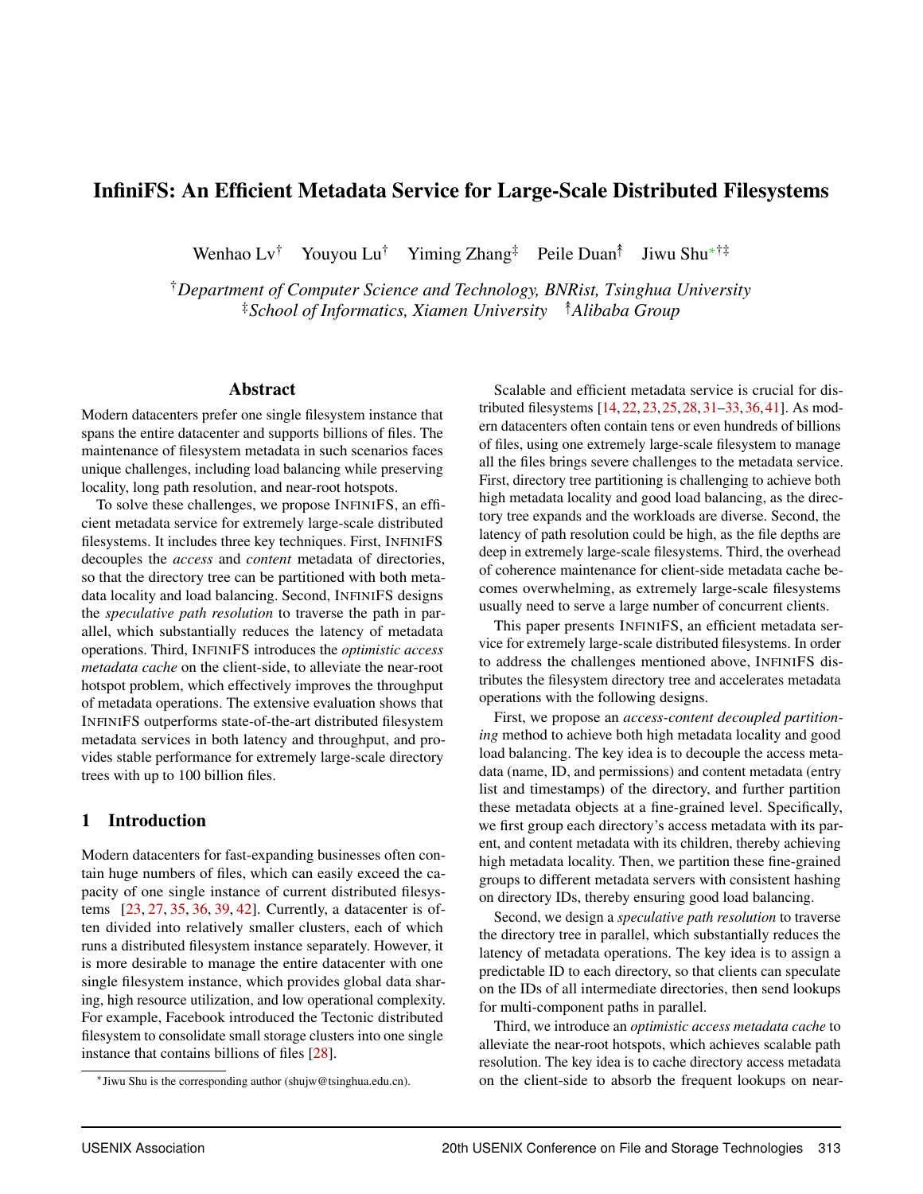# InfiniFS: An Efficient Metadata Service for Large-Scale Distributed Filesystems

Wenhao Lv[†] Youyou Lu[†] Yiming Zhang[‡] Peile Duan[⸸] Jiwu Shu*[†‡]

[†]*Department of Computer Science and Technology, BNRist, Tsinghua University*
[‡]*School of Informatics, Xiamen University* [⸸]*Alibaba Group*

## Abstract

Modern datacenters prefer one single filesystem instance that spans the entire datacenter and supports billions of files. The maintenance of filesystem metadata in such scenarios faces unique challenges, including load balancing while preserving locality, long path resolution, and near-root hotspots.

To solve these challenges, we propose INFINIFS, an efficient metadata service for extremely large-scale distributed filesystems. It includes three key techniques. First, INFINIFS decouples the *access* and *content* metadata of directories, so that the directory tree can be partitioned with both metadata locality and load balancing. Second, INFINIFS designs the *speculative path resolution* to traverse the path in parallel, which substantially reduces the latency of metadata operations. Third, INFINIFS introduces the *optimistic access metadata cache* on the client-side, to alleviate the near-root hotspot problem, which effectively improves the throughput of metadata operations. The extensive evaluation shows that INFINIFS outperforms state-of-the-art distributed filesystem metadata services in both latency and throughput, and provides stable performance for extremely large-scale directory trees with up to 100 billion files.

## 1 Introduction

Modern datacenters for fast-expanding businesses often contain huge numbers of files, which can easily exceed the capacity of one single instance of current distributed filesystems [23, 27, 35, 36, 39, 42]. Currently, a datacenter is often divided into relatively smaller clusters, each of which runs a distributed filesystem instance separately. However, it is more desirable to manage the entire datacenter with one single filesystem instance, which provides global data sharing, high resource utilization, and low operational complexity. For example, Facebook introduced the Tectonic distributed filesystem to consolidate small storage clusters into one single instance that contains billions of files [28].

Scalable and efficient metadata service is crucial for distributed filesystems [14, 22, 23, 25, 28, 31–33, 36, 41]. As modern datacenters often contain tens or even hundreds of billions of files, using one extremely large-scale filesystem to manage all the files brings severe challenges to the metadata service. First, directory tree partitioning is challenging to achieve both high metadata locality and good load balancing, as the directory tree expands and the workloads are diverse. Second, the latency of path resolution could be high, as the file depths are deep in extremely large-scale filesystems. Third, the overhead of coherence maintenance for client-side metadata cache becomes overwhelming, as extremely large-scale filesystems usually need to serve a large number of concurrent clients.

This paper presents INFINIFS, an efficient metadata service for extremely large-scale distributed filesystems. In order to address the challenges mentioned above, INFINIFS distributes the filesystem directory tree and accelerates metadata operations with the following designs.

First, we propose an *access-content decoupled partitioning* method to achieve both high metadata locality and good load balancing. The key idea is to decouple the access metadata (name, ID, and permissions) and content metadata (entry list and timestamps) of the directory, and further partition these metadata objects at a fine-grained level. Specifically, we first group each directory's access metadata with its parent, and content metadata with its children, thereby achieving high metadata locality. Then, we partition these fine-grained groups to different metadata servers with consistent hashing on directory IDs, thereby ensuring good load balancing.

Second, we design a *speculative path resolution* to traverse the directory tree in parallel, which substantially reduces the latency of metadata operations. The key idea is to assign a predictable ID to each directory, so that clients can speculate on the IDs of all intermediate directories, then send lookups for multi-component paths in parallel.

Third, we introduce an *optimistic access metadata cache* to alleviate the near-root hotspots, which achieves scalable path resolution. The key idea is to cache directory access metadata on the client-side to absorb the frequent lookups on near-

*Jiwu Shu is the corresponding author (shujw@tsinghua.edu.cn).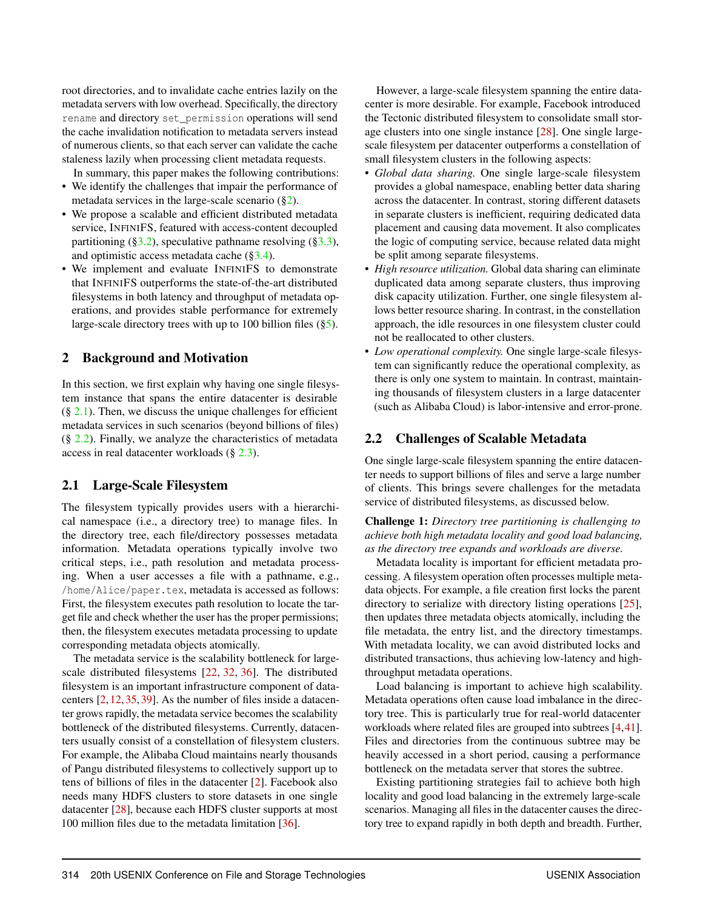root directories, and to invalidate cache entries lazily on the metadata servers with low overhead. Specifically, the directory `rename` and directory `set_permission` operations will send the cache invalidation notification to metadata servers instead of numerous clients, so that each server can validate the cache staleness lazily when processing client metadata requests.

In summary, this paper makes the following contributions:

- We identify the challenges that impair the performance of metadata services in the large-scale scenario (§2).
- We propose a scalable and efficient distributed metadata service, InfiniFS, featured with access-content decoupled partitioning (§3.2), speculative pathname resolving (§3.3), and optimistic access metadata cache (§3.4).
- We implement and evaluate InfiniFS to demonstrate that InfiniFS outperforms the state-of-the-art distributed filesystems in both latency and throughput of metadata operations, and provides stable performance for extremely large-scale directory trees with up to 100 billion files (§5).

## 2 Background and Motivation

In this section, we first explain why having one single filesystem instance that spans the entire datacenter is desirable (§ 2.1). Then, we discuss the unique challenges for efficient metadata services in such scenarios (beyond billions of files) (§ 2.2). Finally, we analyze the characteristics of metadata access in real datacenter workloads (§ 2.3).

### 2.1 Large-Scale Filesystem

The filesystem typically provides users with a hierarchical namespace (i.e., a directory tree) to manage files. In the directory tree, each file/directory possesses metadata information. Metadata operations typically involve two critical steps, i.e., path resolution and metadata processing. When a user accesses a file with a pathname, e.g., `/home/Alice/paper.tex`, metadata is accessed as follows: First, the filesystem executes path resolution to locate the target file and check whether the user has the proper permissions; then, the filesystem executes metadata processing to update corresponding metadata objects atomically.

The metadata service is the scalability bottleneck for large-scale distributed filesystems [22, 32, 36]. The distributed filesystem is an important infrastructure component of datacenters [2, 12, 35, 39]. As the number of files inside a datacenter grows rapidly, the metadata service becomes the scalability bottleneck of the distributed filesystems. Currently, datacenters usually consist of a constellation of filesystem clusters. For example, the Alibaba Cloud maintains nearly thousands of Pangu distributed filesystems to collectively support up to tens of billions of files in the datacenter [2]. Facebook also needs many HDFS clusters to store datasets in one single datacenter [28], because each HDFS cluster supports at most 100 million files due to the metadata limitation [36].

However, a large-scale filesystem spanning the entire datacenter is more desirable. For example, Facebook introduced the Tectonic distributed filesystem to consolidate small storage clusters into one single instance [28]. One single large-scale filesystem per datacenter outperforms a constellation of small filesystem clusters in the following aspects:

- *Global data sharing.* One single large-scale filesystem provides a global namespace, enabling better data sharing across the datacenter. In contrast, storing different datasets in separate clusters is inefficient, requiring dedicated data placement and causing data movement. It also complicates the logic of computing service, because related data might be split among separate filesystems.
- *High resource utilization.* Global data sharing can eliminate duplicated data among separate clusters, thus improving disk capacity utilization. Further, one single filesystem allows better resource sharing. In contrast, in the constellation approach, the idle resources in one filesystem cluster could not be reallocated to other clusters.
- *Low operational complexity.* One single large-scale filesystem can significantly reduce the operational complexity, as there is only one system to maintain. In contrast, maintaining thousands of filesystem clusters in a large datacenter (such as Alibaba Cloud) is labor-intensive and error-prone.

### 2.2 Challenges of Scalable Metadata

One single large-scale filesystem spanning the entire datacenter needs to support billions of files and serve a large number of clients. This brings severe challenges for the metadata service of distributed filesystems, as discussed below.

**Challenge 1:** *Directory tree partitioning is challenging to achieve both high metadata locality and good load balancing, as the directory tree expands and workloads are diverse.*

Metadata locality is important for efficient metadata processing. A filesystem operation often processes multiple metadata objects. For example, a file creation first locks the parent directory to serialize with directory listing operations [25], then updates three metadata objects atomically, including the file metadata, the entry list, and the directory timestamps. With metadata locality, we can avoid distributed locks and distributed transactions, thus achieving low-latency and high-throughput metadata operations.

Load balancing is important to achieve high scalability. Metadata operations often cause load imbalance in the directory tree. This is particularly true for real-world datacenter workloads where related files are grouped into subtrees [4, 41]. Files and directories from the continuous subtree may be heavily accessed in a short period, causing a performance bottleneck on the metadata server that stores the subtree.

Existing partitioning strategies fail to achieve both high locality and good load balancing in the extremely large-scale scenarios. Managing all files in the datacenter causes the directory tree to expand rapidly in both depth and breadth. Further,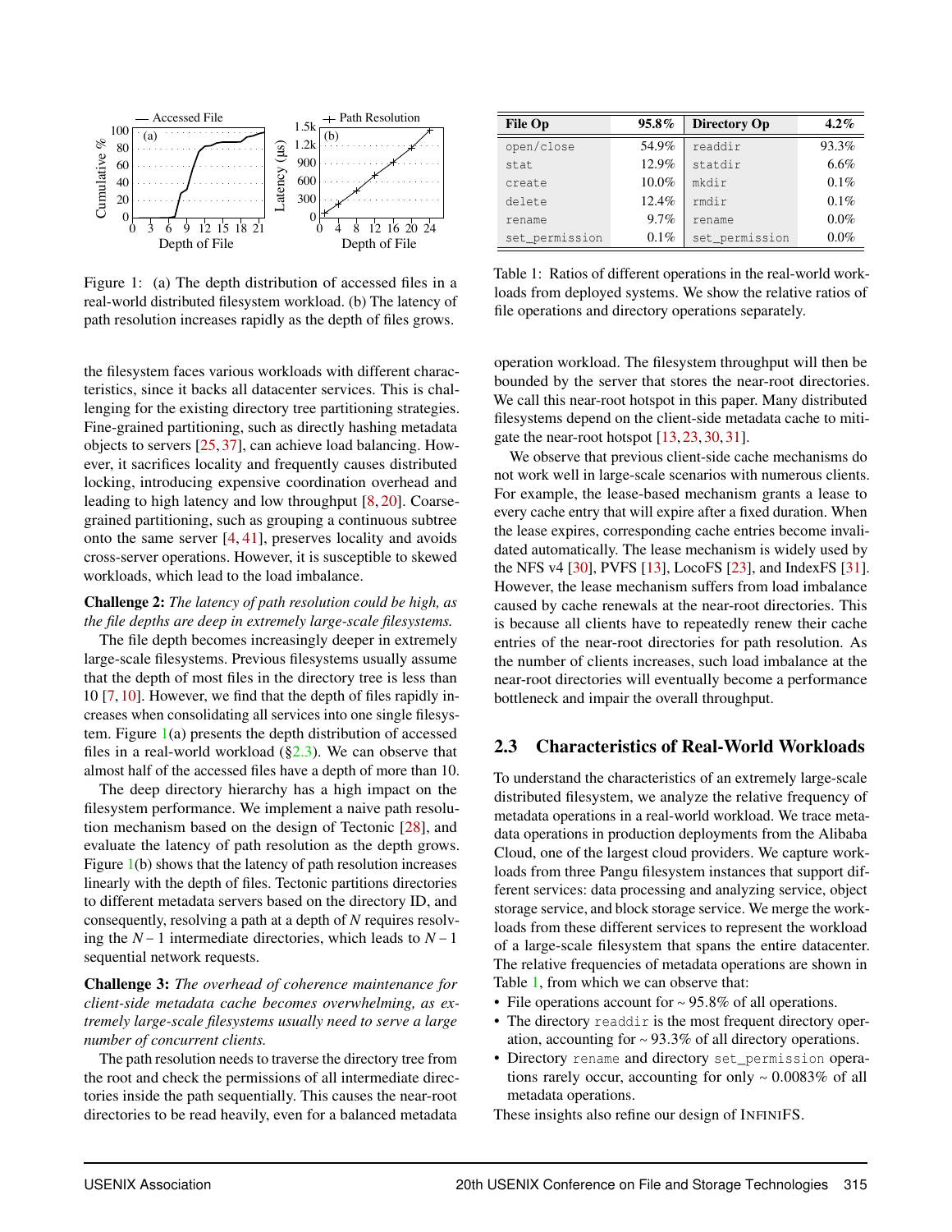Figure 1: (a) The depth distribution of accessed files in a real-world distributed filesystem workload. (b) The latency of path resolution increases rapidly as the depth of files grows.

| File Op | 95.8% | Directory Op | 4.2% |
|---|---|---|---|
| open/close | 54.9% | readdir | 93.3% |
| stat | 12.9% | statdir | 6.6% |
| create | 10.0% | mkdir | 0.1% |
| delete | 12.4% | rmdir | 0.1% |
| rename | 9.7% | rename | 0.0% |
| set_permission | 0.1% | set_permission | 0.0% |

Table 1: Ratios of different operations in the real-world workloads from deployed systems. We show the relative ratios of file operations and directory operations separately.

the filesystem faces various workloads with different characteristics, since it backs all datacenter services. This is challenging for the existing directory tree partitioning strategies. Fine-grained partitioning, such as directly hashing metadata objects to servers [25, 37], can achieve load balancing. However, it sacrifices locality and frequently causes distributed locking, introducing expensive coordination overhead and leading to high latency and low throughput [8, 20]. Coarse-grained partitioning, such as grouping a continuous subtree onto the same server [4, 41], preserves locality and avoids cross-server operations. However, it is susceptible to skewed workloads, which lead to the load imbalance.

**Challenge 2:** *The latency of path resolution could be high, as the file depths are deep in extremely large-scale filesystems.*

The file depth becomes increasingly deeper in extremely large-scale filesystems. Previous filesystems usually assume that the depth of most files in the directory tree is less than 10 [7, 10]. However, we find that the depth of files rapidly increases when consolidating all services into one single filesystem. Figure 1(a) presents the depth distribution of accessed files in a real-world workload (§2.3). We can observe that almost half of the accessed files have a depth of more than 10.

The deep directory hierarchy has a high impact on the filesystem performance. We implement a naive path resolution mechanism based on the design of Tectonic [28], and evaluate the latency of path resolution as the depth grows. Figure 1(b) shows that the latency of path resolution increases linearly with the depth of files. Tectonic partitions directories to different metadata servers based on the directory ID, and consequently, resolving a path at a depth of $N$ requires resolving the $N-1$ intermediate directories, which leads to $N-1$ sequential network requests.

**Challenge 3:** *The overhead of coherence maintenance for client-side metadata cache becomes overwhelming, as extremely large-scale filesystems usually need to serve a large number of concurrent clients.*

The path resolution needs to traverse the directory tree from the root and check the permissions of all intermediate directories inside the path sequentially. This causes the near-root directories to be read heavily, even for a balanced metadata operation workload. The filesystem throughput will then be bounded by the server that stores the near-root directories. We call this near-root hotspot in this paper. Many distributed filesystems depend on the client-side metadata cache to mitigate the near-root hotspot [13, 23, 30, 31].

We observe that previous client-side cache mechanisms do not work well in large-scale scenarios with numerous clients. For example, the lease-based mechanism grants a lease to every cache entry that will expire after a fixed duration. When the lease expires, corresponding cache entries become invalidated automatically. The lease mechanism is widely used by the NFS v4 [30], PVFS [13], LocoFS [23], and IndexFS [31]. However, the lease mechanism suffers from load imbalance caused by cache renewals at the near-root directories. This is because all clients have to repeatedly renew their cache entries of the near-root directories for path resolution. As the number of clients increases, such load imbalance at the near-root directories will eventually become a performance bottleneck and impair the overall throughput.

## 2.3 Characteristics of Real-World Workloads

To understand the characteristics of an extremely large-scale distributed filesystem, we analyze the relative frequency of metadata operations in a real-world workload. We trace metadata operations in production deployments from the Alibaba Cloud, one of the largest cloud providers. We capture workloads from three Pangu filesystem instances that support different services: data processing and analyzing service, object storage service, and block storage service. We merge the workloads from these different services to represent the workload of a large-scale filesystem that spans the entire datacenter. The relative frequencies of metadata operations are shown in Table 1, from which we can observe that:

- File operations account for ~ 95.8% of all operations.
- The directory `readdir` is the most frequent directory operation, accounting for ~ 93.3% of all directory operations.
- Directory `rename` and directory `set_permission` operations rarely occur, accounting for only ~ 0.0083% of all metadata operations.

These insights also refine our design of INFINIFS.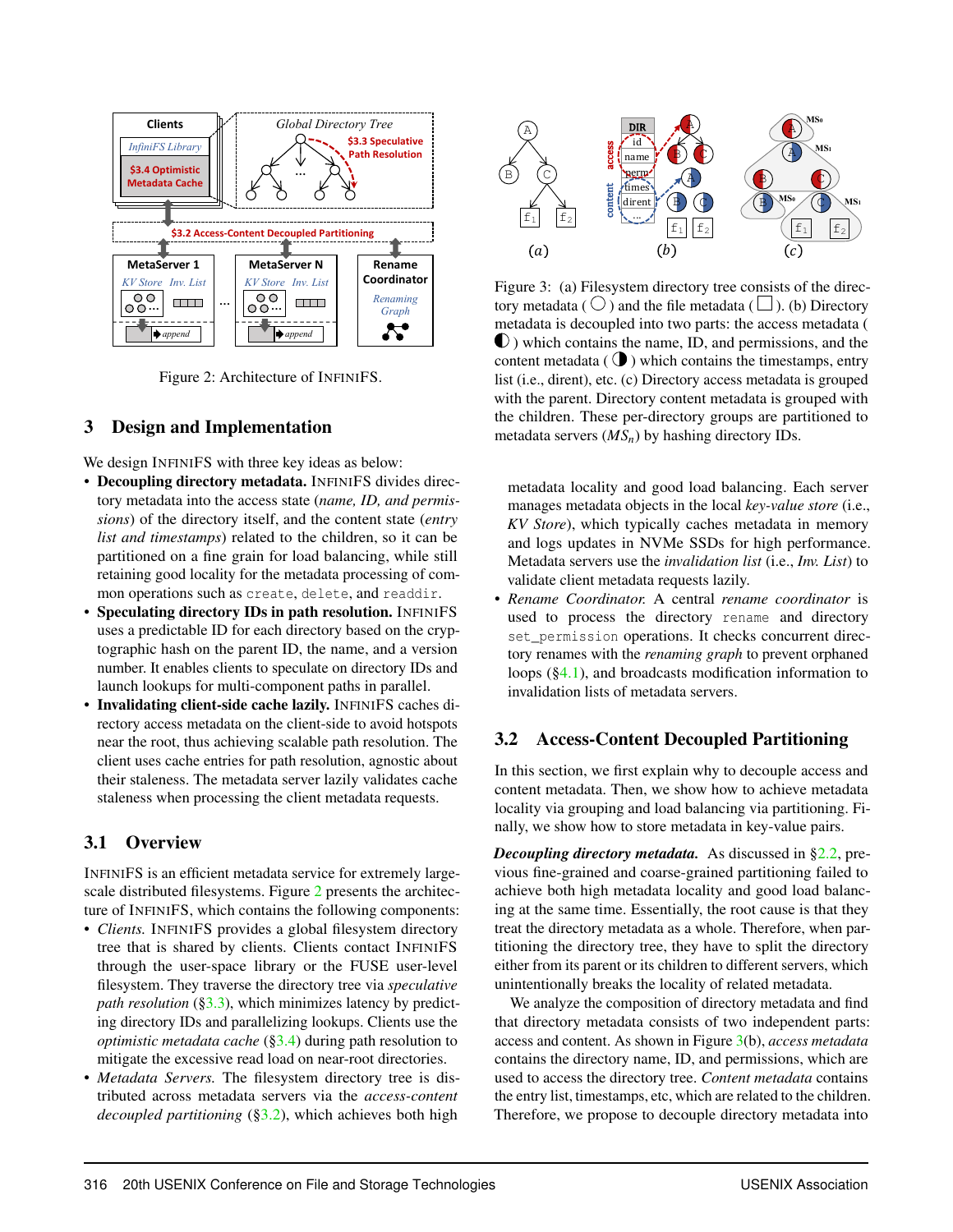Figure 2: Architecture of InfiniFS.

Figure 3: (a) Filesystem directory tree consists of the directory metadata (◯) and the file metadata (□). (b) Directory metadata is decoupled into two parts: the access metadata (◐) which contains the name, ID, and permissions, and the content metadata (◑) which contains the timestamps, entry list (i.e., dirent), etc. (c) Directory access metadata is grouped with the parent. Directory content metadata is grouped with the children. These per-directory groups are partitioned to metadata servers ($MS_n$) by hashing directory IDs.

## 3 Design and Implementation

We design InfiniFS with three key ideas as below:

- **Decoupling directory metadata.** InfiniFS divides directory metadata into the access state (*name, ID, and permissions*) of the directory itself, and the content state (*entry list and timestamps*) related to the children, so it can be partitioned on a fine grain for load balancing, while still retaining good locality for the metadata processing of common operations such as `create`, `delete`, and `readdir`.
- **Speculating directory IDs in path resolution.** InfiniFS uses a predictable ID for each directory based on the cryptographic hash on the parent ID, the name, and a version number. It enables clients to speculate on directory IDs and launch lookups for multi-component paths in parallel.
- **Invalidating client-side cache lazily.** InfiniFS caches directory access metadata on the client-side to avoid hotspots near the root, thus achieving scalable path resolution. The client uses cache entries for path resolution, agnostic about their staleness. The metadata server lazily validates cache staleness when processing the client metadata requests.

### 3.1 Overview

InfiniFS is an efficient metadata service for extremely large-scale distributed filesystems. Figure 2 presents the architecture of InfiniFS, which contains the following components:

- *Clients.* InfiniFS provides a global filesystem directory tree that is shared by clients. Clients contact InfiniFS through the user-space library or the FUSE user-level filesystem. They traverse the directory tree via *speculative path resolution* (§3.3), which minimizes latency by predicting directory IDs and parallelizing lookups. Clients use the *optimistic metadata cache* (§3.4) during path resolution to mitigate the excessive read load on near-root directories.
- *Metadata Servers.* The filesystem directory tree is distributed across metadata servers via the *access-content decoupled partitioning* (§3.2), which achieves both high metadata locality and good load balancing. Each server manages metadata objects in the local *key-value store* (i.e., *KV Store*), which typically caches metadata in memory and logs updates in NVMe SSDs for high performance. Metadata servers use the *invalidation list* (i.e., *Inv. List*) to validate client metadata requests lazily.
- *Rename Coordinator.* A central *rename coordinator* is used to process the directory `rename` and directory `set_permission` operations. It checks concurrent directory renames with the *renaming graph* to prevent orphaned loops (§4.1), and broadcasts modification information to invalidation lists of metadata servers.

### 3.2 Access-Content Decoupled Partitioning

In this section, we first explain why to decouple access and content metadata. Then, we show how to achieve metadata locality via grouping and load balancing via partitioning. Finally, we show how to store metadata in key-value pairs.

***Decoupling directory metadata.*** As discussed in §2.2, previous fine-grained and coarse-grained partitioning failed to achieve both high metadata locality and good load balancing at the same time. Essentially, the root cause is that they treat the directory metadata as a whole. Therefore, when partitioning the directory tree, they have to split the directory either from its parent or its children to different servers, which unintentionally breaks the locality of related metadata.

We analyze the composition of directory metadata and find that directory metadata consists of two independent parts: access and content. As shown in Figure 3(b), *access metadata* contains the directory name, ID, and permissions, which are used to access the directory tree. *Content metadata* contains the entry list, timestamps, etc, which are related to the children. Therefore, we propose to decouple directory metadata into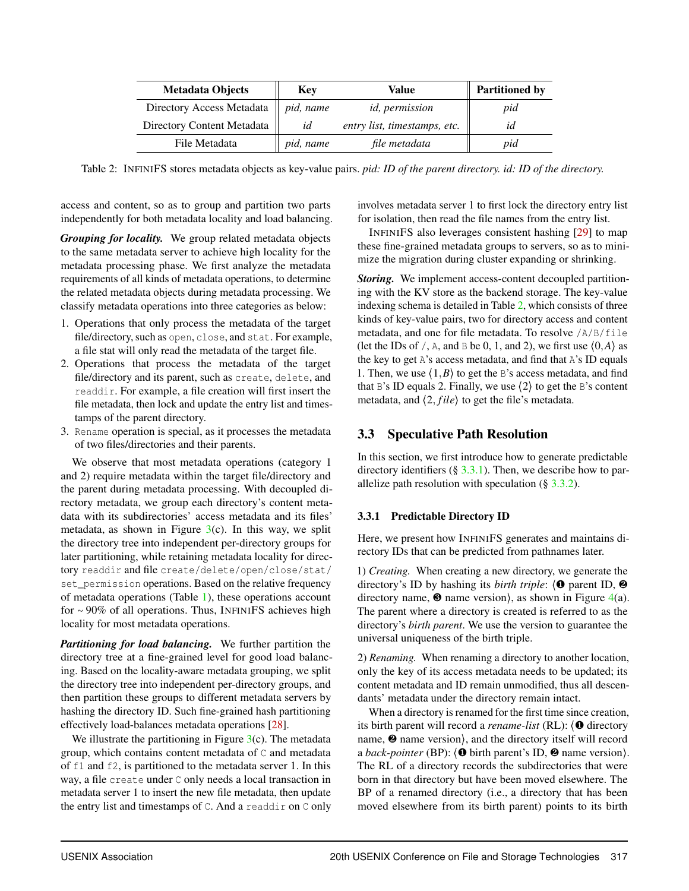| Metadata Objects | Key | Value | Partitioned by |
|---|---|---|---|
| Directory Access Metadata | *pid, name* | *id, permission* | *pid* |
| Directory Content Metadata | *id* | *entry list, timestamps, etc.* | *id* |
| File Metadata | *pid, name* | *file metadata* | *pid* |

Table 2: INFINIFS stores metadata objects as key-value pairs. *pid: ID of the parent directory. id: ID of the directory.*

access and content, so as to group and partition two parts independently for both metadata locality and load balancing.

***Grouping for locality.*** We group related metadata objects to the same metadata server to achieve high locality for the metadata processing phase. We first analyze the metadata requirements of all kinds of metadata operations, to determine the related metadata objects during metadata processing. We classify metadata operations into three categories as below:

1. Operations that only process the metadata of the target file/directory, such as `open`, `close`, and `stat`. For example, a file stat will only read the metadata of the target file.
2. Operations that process the metadata of the target file/directory and its parent, such as `create`, `delete`, and `readdir`. For example, a file creation will first insert the file metadata, then lock and update the entry list and timestamps of the parent directory.
3. `Rename` operation is special, as it processes the metadata of two files/directories and their parents.

We observe that most metadata operations (category 1 and 2) require metadata within the target file/directory and the parent during metadata processing. With decoupled directory metadata, we group each directory's content metadata with its subdirectories' access metadata and its files' metadata, as shown in Figure 3(c). In this way, we split the directory tree into independent per-directory groups for later partitioning, while retaining metadata locality for directory `readdir` and file `create/delete/open/close/stat/set_permission` operations. Based on the relative frequency of metadata operations (Table 1), these operations account for ~ 90% of all operations. Thus, INFINIFS achieves high locality for most metadata operations.

***Partitioning for load balancing.*** We further partition the directory tree at a fine-grained level for good load balancing. Based on the locality-aware metadata grouping, we split the directory tree into independent per-directory groups, and then partition these groups to different metadata servers by hashing the directory ID. Such fine-grained hash partitioning effectively load-balances metadata operations [28].

We illustrate the partitioning in Figure 3(c). The metadata group, which contains content metadata of `C` and metadata of `f1` and `f2`, is partitioned to the metadata server 1. In this way, a file `create` under `C` only needs a local transaction in metadata server 1 to insert the new file metadata, then update the entry list and timestamps of `C`. And a `readdir` on `C` only involves metadata server 1 to first lock the directory entry list for isolation, then read the file names from the entry list.

INFINIFS also leverages consistent hashing [29] to map these fine-grained metadata groups to servers, so as to minimize the migration during cluster expanding or shrinking.

***Storing.*** We implement access-content decoupled partitioning with the KV store as the backend storage. The key-value indexing schema is detailed in Table 2, which consists of three kinds of key-value pairs, two for directory access and content metadata, and one for file metadata. To resolve `/A/B/file` (let the IDs of `/`, `A`, and `B` be 0, 1, and 2), we first use $\langle 0, A \rangle$ as the key to get `A`'s access metadata, and find that `A`'s ID equals 1. Then, we use $\langle 1, B \rangle$ to get the `B`'s access metadata, and find that `B`'s ID equals 2. Finally, we use $\langle 2 \rangle$ to get the `B`'s content metadata, and $\langle 2, file \rangle$ to get the file's metadata.

## 3.3 Speculative Path Resolution

In this section, we first introduce how to generate predictable directory identifiers (§ 3.3.1). Then, we describe how to parallelize path resolution with speculation (§ 3.3.2).

### 3.3.1 Predictable Directory ID

Here, we present how INFINIFS generates and maintains directory IDs that can be predicted from pathnames later.

1) *Creating.* When creating a new directory, we generate the directory's ID by hashing its *birth triple*: ⟨❶ parent ID, ❷ directory name, ❸ name version⟩, as shown in Figure 4(a). The parent where a directory is created is referred to as the directory's *birth parent*. We use the version to guarantee the universal uniqueness of the birth triple.

2) *Renaming.* When renaming a directory to another location, only the key of its access metadata needs to be updated; its content metadata and ID remain unmodified, thus all descendants' metadata under the directory remain intact.

When a directory is renamed for the first time since creation, its birth parent will record a *rename-list* (RL): ⟨❶ directory name, ❷ name version⟩, and the directory itself will record a *back-pointer* (BP): ⟨❶ birth parent's ID, ❷ name version⟩. The RL of a directory records the subdirectories that were born in that directory but have been moved elsewhere. The BP of a renamed directory (i.e., a directory that has been moved elsewhere from its birth parent) points to its birth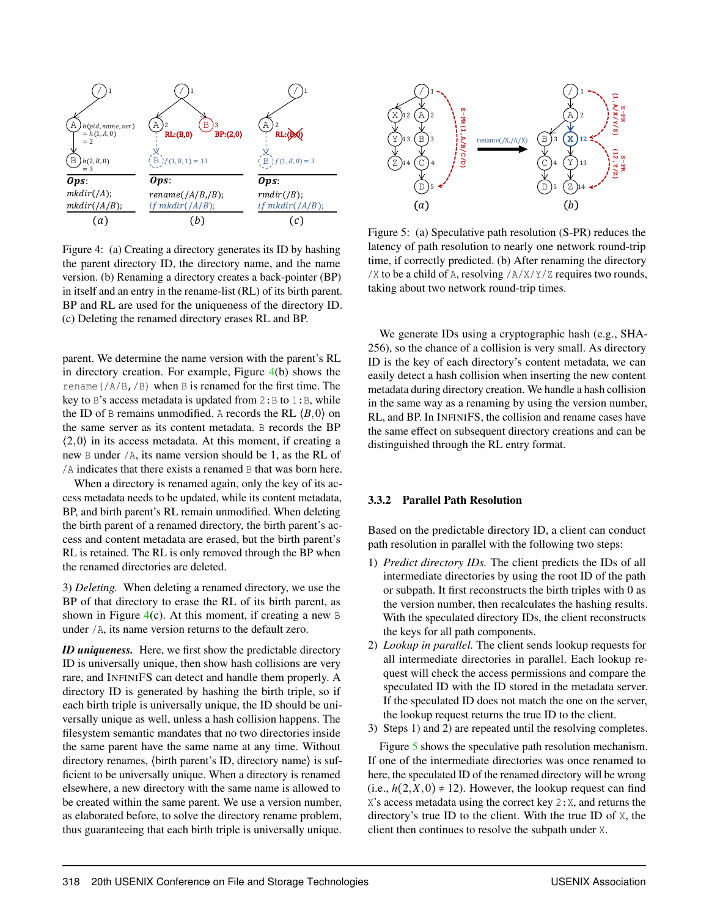Figure 4: (a) Creating a directory generates its ID by hashing the parent directory ID, the directory name, and the name version. (b) Renaming a directory creates a back-pointer (BP) in itself and an entry in the rename-list (RL) of its birth parent. BP and RL are used for the uniqueness of the directory ID. (c) Deleting the renamed directory erases RL and BP.

parent. We determine the name version with the parent's RL in directory creation. For example, Figure 4(b) shows the `rename(/A/B,/B)` when B is renamed for the first time. The key to B's access metadata is updated from 2:B to 1:B, while the ID of B remains unmodified. A records the RL $\langle B,0\rangle$ on the same server as its content metadata. B records the BP $\langle 2,0\rangle$ in its access metadata. At this moment, if creating a new B under /A, its name version should be 1, as the RL of /A indicates that there exists a renamed B that was born here.

When a directory is renamed again, only the key of its access metadata needs to be updated, while its content metadata, BP, and birth parent's RL remain unmodified. When deleting the birth parent of a renamed directory, the birth parent's access and content metadata are erased, but the birth parent's RL is retained. The RL is only removed through the BP when the renamed directories are deleted.

3) *Deleting.* When deleting a renamed directory, we use the BP of that directory to erase the RL of its birth parent, as shown in Figure 4(c). At this moment, if creating a new B under /A, its name version returns to the default zero.

***ID uniqueness.*** Here, we first show the predictable directory ID is universally unique, then show hash collisions are very rare, and INFINIFS can detect and handle them properly. A directory ID is generated by hashing the birth triple, so if each birth triple is universally unique, the ID should be universally unique as well, unless a hash collision happens. The filesystem semantic mandates that no two directories inside the same parent have the same name at any time. Without directory renames, $\langle$birth parent's ID, directory name$\rangle$ is sufficient to be universally unique. When a directory is renamed elsewhere, a new directory with the same name is allowed to be created within the same parent. We use a version number, as elaborated before, to solve the directory rename problem, thus guaranteeing that each birth triple is universally unique.

Figure 5: (a) Speculative path resolution (S-PR) reduces the latency of path resolution to nearly one network round-trip time, if correctly predicted. (b) After renaming the directory /X to be a child of A, resolving /A/X/Y/Z requires two rounds, taking about two network round-trip times.

We generate IDs using a cryptographic hash (e.g., SHA-256), so the chance of a collision is very small. As directory ID is the key of each directory's content metadata, we can easily detect a hash collision when inserting the new content metadata during directory creation. We handle a hash collision in the same way as a renaming by using the version number, RL, and BP. In INFINIFS, the collision and rename cases have the same effect on subsequent directory creations and can be distinguished through the RL entry format.

### 3.3.2 Parallel Path Resolution

Based on the predictable directory ID, a client can conduct path resolution in parallel with the following two steps:

1) *Predict directory IDs.* The client predicts the IDs of all intermediate directories by using the root ID of the path or subpath. It first reconstructs the birth triples with 0 as the version number, then recalculates the hashing results. With the speculated directory IDs, the client reconstructs the keys for all path components.
2) *Lookup in parallel.* The client sends lookup requests for all intermediate directories in parallel. Each lookup request will check the access permissions and compare the speculated ID with the ID stored in the metadata server. If the speculated ID does not match the one on the server, the lookup request returns the true ID to the client.
3) Steps 1) and 2) are repeated until the resolving completes.

Figure 5 shows the speculative path resolution mechanism. If one of the intermediate directories was once renamed to here, the speculated ID of the renamed directory will be wrong (i.e., $h(2,X,0) \neq 12$). However, the lookup request can find X's access metadata using the correct key 2:X, and returns the directory's true ID to the client. With the true ID of X, the client then continues to resolve the subpath under X.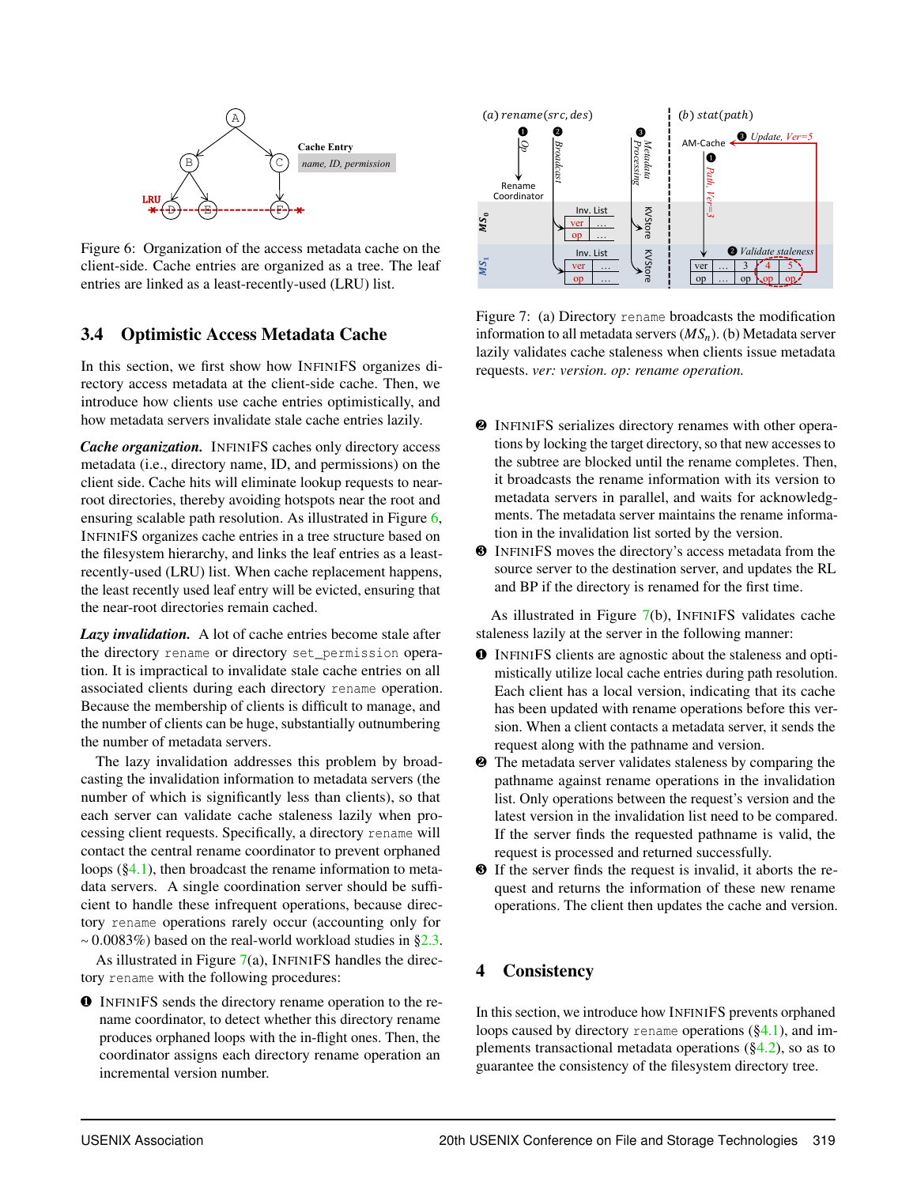Figure 6: Organization of the access metadata cache on the client-side. Cache entries are organized as a tree. The leaf entries are linked as a least-recently-used (LRU) list.

### 3.4 Optimistic Access Metadata Cache

In this section, we first show how INFINIFS organizes directory access metadata at the client-side cache. Then, we introduce how clients use cache entries optimistically, and how metadata servers invalidate stale cache entries lazily.

***Cache organization.*** INFINIFS caches only directory access metadata (i.e., directory name, ID, and permissions) on the client side. Cache hits will eliminate lookup requests to near-root directories, thereby avoiding hotspots near the root and ensuring scalable path resolution. As illustrated in Figure 6, INFINIFS organizes cache entries in a tree structure based on the filesystem hierarchy, and links the leaf entries as a least-recently-used (LRU) list. When cache replacement happens, the least recently used leaf entry will be evicted, ensuring that the near-root directories remain cached.

***Lazy invalidation.*** A lot of cache entries become stale after the directory `rename` or directory `set_permission` operation. It is impractical to invalidate stale cache entries on all associated clients during each directory `rename` operation. Because the membership of clients is difficult to manage, and the number of clients can be huge, substantially outnumbering the number of metadata servers.

The lazy invalidation addresses this problem by broadcasting the invalidation information to metadata servers (the number of which is significantly less than clients), so that each server can validate cache staleness lazily when processing client requests. Specifically, a directory `rename` will contact the central rename coordinator to prevent orphaned loops (§4.1), then broadcast the rename information to metadata servers. A single coordination server should be sufficient to handle these infrequent operations, because directory `rename` operations rarely occur (accounting only for ~ 0.0083%) based on the real-world workload studies in §2.3.

As illustrated in Figure 7(a), INFINIFS handles the directory `rename` with the following procedures:

❶ INFINIFS sends the directory rename operation to the rename coordinator, to detect whether this directory rename produces orphaned loops with the in-flight ones. Then, the coordinator assigns each directory rename operation an incremental version number.

Figure 7: (a) Directory `rename` broadcasts the modification information to all metadata servers ($MS_n$). (b) Metadata server lazily validates cache staleness when clients issue metadata requests. *ver: version. op: rename operation.*

❷ INFINIFS serializes directory renames with other operations by locking the target directory, so that new accesses to the subtree are blocked until the rename completes. Then, it broadcasts the rename information with its version to metadata servers in parallel, and waits for acknowledgments. The metadata server maintains the rename information in the invalidation list sorted by the version.

❸ INFINIFS moves the directory's access metadata from the source server to the destination server, and updates the RL and BP if the directory is renamed for the first time.

As illustrated in Figure 7(b), INFINIFS validates cache staleness lazily at the server in the following manner:

❶ INFINIFS clients are agnostic about the staleness and optimistically utilize local cache entries during path resolution. Each client has a local version, indicating that its cache has been updated with rename operations before this version. When a client contacts a metadata server, it sends the request along with the pathname and version.

❷ The metadata server validates staleness by comparing the pathname against rename operations in the invalidation list. Only operations between the request's version and the latest version in the invalidation list need to be compared. If the server finds the requested pathname is valid, the request is processed and returned successfully.

❸ If the server finds the request is invalid, it aborts the request and returns the information of these new rename operations. The client then updates the cache and version.

## 4 Consistency

In this section, we introduce how INFINIFS prevents orphaned loops caused by directory `rename` operations (§4.1), and implements transactional metadata operations (§4.2), so as to guarantee the consistency of the filesystem directory tree.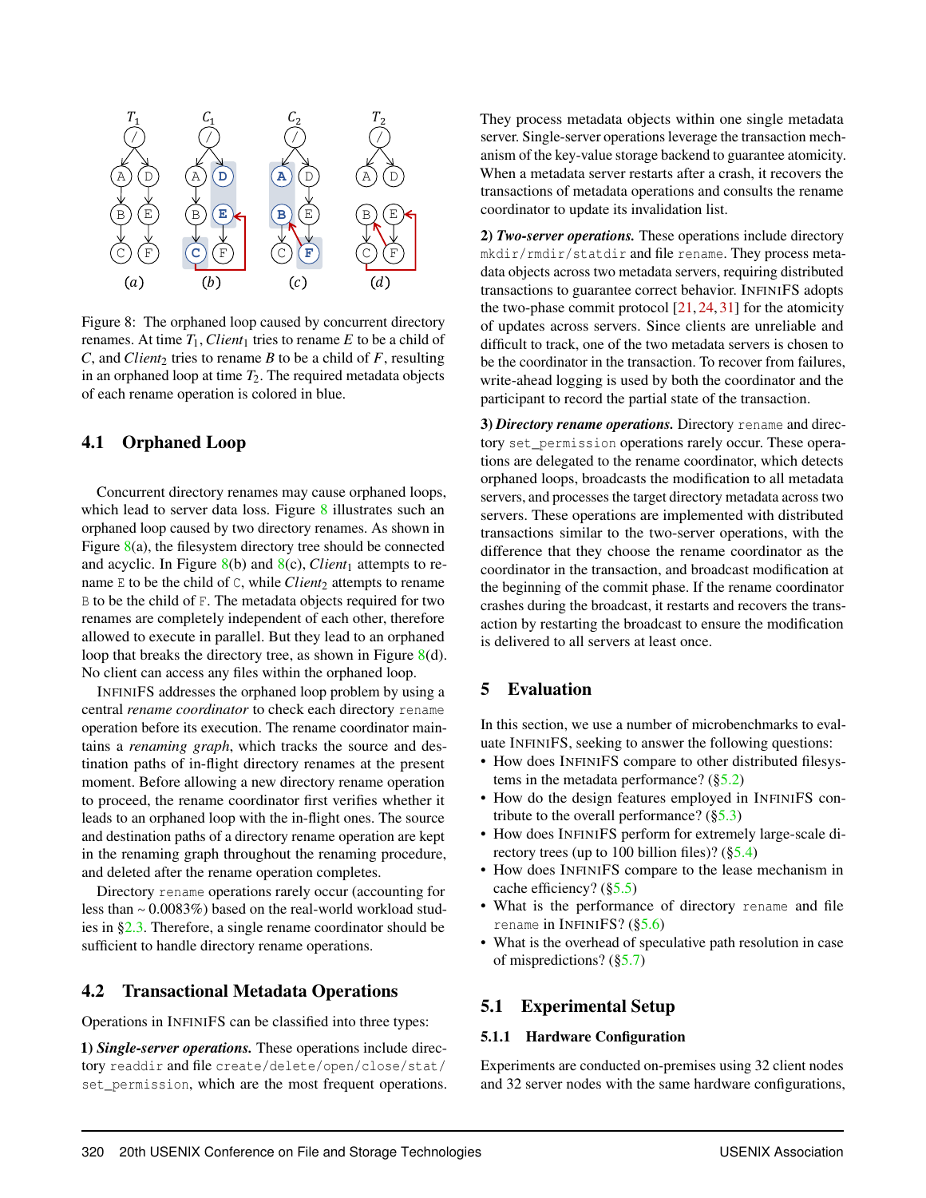Figure 8: The orphaned loop caused by concurrent directory renames. At time $T_1$, $Client_1$ tries to rename $E$ to be a child of $C$, and $Client_2$ tries to rename $B$ to be a child of $F$, resulting in an orphaned loop at time $T_2$. The required metadata objects of each rename operation is colored in blue.

### 4.1 Orphaned Loop

Concurrent directory renames may cause orphaned loops, which lead to server data loss. Figure 8 illustrates such an orphaned loop caused by two directory renames. As shown in Figure 8(a), the filesystem directory tree should be connected and acyclic. In Figure 8(b) and 8(c), $Client_1$ attempts to rename `E` to be the child of `C`, while $Client_2$ attempts to rename `B` to be the child of `F`. The metadata objects required for two renames are completely independent of each other, therefore allowed to execute in parallel. But they lead to an orphaned loop that breaks the directory tree, as shown in Figure 8(d). No client can access any files within the orphaned loop.

InfiniFS addresses the orphaned loop problem by using a central *rename coordinator* to check each directory `rename` operation before its execution. The rename coordinator maintains a *renaming graph*, which tracks the source and destination paths of in-flight directory renames at the present moment. Before allowing a new directory rename operation to proceed, the rename coordinator first verifies whether it leads to an orphaned loop with the in-flight ones. The source and destination paths of a directory rename operation are kept in the renaming graph throughout the renaming procedure, and deleted after the rename operation completes.

Directory `rename` operations rarely occur (accounting for less than ~ 0.0083%) based on the real-world workload studies in §2.3. Therefore, a single rename coordinator should be sufficient to handle directory rename operations.

### 4.2 Transactional Metadata Operations

Operations in InfiniFS can be classified into three types:

**1)** ***Single-server operations.*** These operations include directory `readdir` and file `create/delete/open/close/stat/set_permission`, which are the most frequent operations. They process metadata objects within one single metadata server. Single-server operations leverage the transaction mechanism of the key-value storage backend to guarantee atomicity. When a metadata server restarts after a crash, it recovers the transactions of metadata operations and consults the rename coordinator to update its invalidation list.

**2)** ***Two-server operations.*** These operations include directory `mkdir/rmdir/statdir` and file `rename`. They process metadata objects across two metadata servers, requiring distributed transactions to guarantee correct behavior. InfiniFS adopts the two-phase commit protocol [21, 24, 31] for the atomicity of updates across servers. Since clients are unreliable and difficult to track, one of the two metadata servers is chosen to be the coordinator in the transaction. To recover from failures, write-ahead logging is used by both the coordinator and the participant to record the partial state of the transaction.

**3)** ***Directory rename operations.*** Directory `rename` and directory `set_permission` operations rarely occur. These operations are delegated to the rename coordinator, which detects orphaned loops, broadcasts the modification to all metadata servers, and processes the target directory metadata across two servers. These operations are implemented with distributed transactions similar to the two-server operations, with the difference that they choose the rename coordinator as the coordinator in the transaction, and broadcast modification at the beginning of the commit phase. If the rename coordinator crashes during the broadcast, it restarts and recovers the transaction by restarting the broadcast to ensure the modification is delivered to all servers at least once.

## 5 Evaluation

In this section, we use a number of microbenchmarks to evaluate InfiniFS, seeking to answer the following questions:

- How does InfiniFS compare to other distributed filesystems in the metadata performance? (§5.2)
- How do the design features employed in InfiniFS contribute to the overall performance? (§5.3)
- How does InfiniFS perform for extremely large-scale directory trees (up to 100 billion files)? (§5.4)
- How does InfiniFS compare to the lease mechanism in cache efficiency? (§5.5)
- What is the performance of directory `rename` and file `rename` in InfiniFS? (§5.6)
- What is the overhead of speculative path resolution in case of mispredictions? (§5.7)

### 5.1 Experimental Setup

#### 5.1.1 Hardware Configuration

Experiments are conducted on-premises using 32 client nodes and 32 server nodes with the same hardware configurations,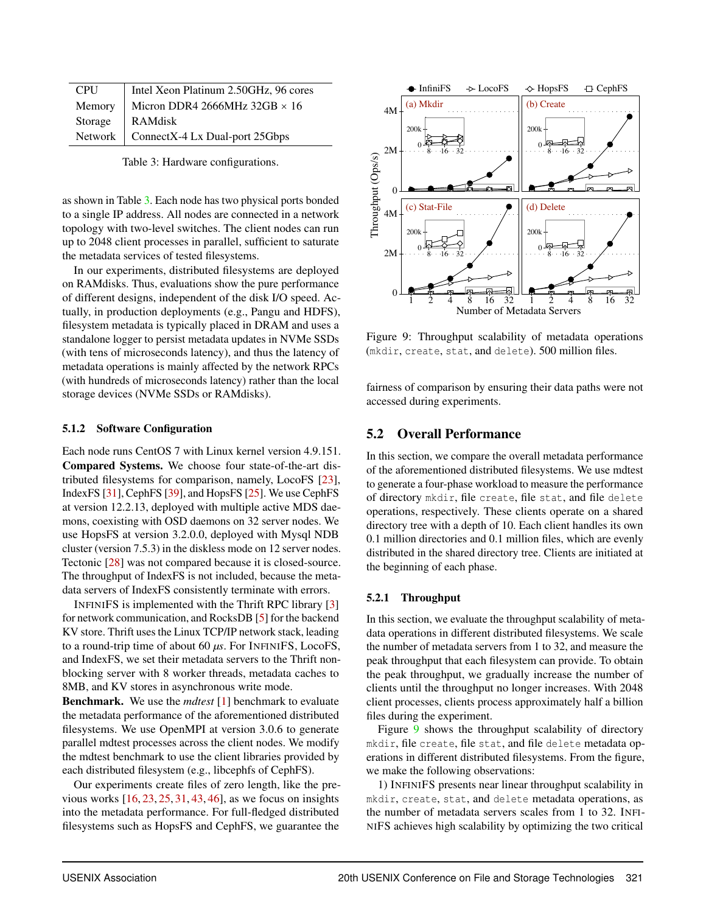| CPU | Intel Xeon Platinum 2.50GHz, 96 cores |
|---|---|
| Memory | Micron DDR4 2666MHz 32GB × 16 |
| Storage | RAMdisk |
| Network | ConnectX-4 Lx Dual-port 25Gbps |

Table 3: Hardware configurations.

as shown in Table 3. Each node has two physical ports bonded to a single IP address. All nodes are connected in a network topology with two-level switches. The client nodes can run up to 2048 client processes in parallel, sufficient to saturate the metadata services of tested filesystems.

In our experiments, distributed filesystems are deployed on RAMdisks. Thus, evaluations show the pure performance of different designs, independent of the disk I/O speed. Actually, in production deployments (e.g., Pangu and HDFS), filesystem metadata is typically placed in DRAM and uses a standalone logger to persist metadata updates in NVMe SSDs (with tens of microseconds latency), and thus the latency of metadata operations is mainly affected by the network RPCs (with hundreds of microseconds latency) rather than the local storage devices (NVMe SSDs or RAMdisks).

#### 5.1.2 Software Configuration

Each node runs CentOS 7 with Linux kernel version 4.9.151. **Compared Systems.** We choose four state-of-the-art distributed filesystems for comparison, namely, LocoFS [23], IndexFS [31], CephFS [39], and HopsFS [25]. We use CephFS at version 12.2.13, deployed with multiple active MDS daemons, coexisting with OSD daemons on 32 server nodes. We use HopsFS at version 3.2.0.0, deployed with Mysql NDB cluster (version 7.5.3) in the diskless mode on 12 server nodes. Tectonic [28] was not compared because it is closed-source. The throughput of IndexFS is not included, because the metadata servers of IndexFS consistently terminate with errors.

InfiniFS is implemented with the Thrift RPC library [3] for network communication, and RocksDB [5] for the backend KV store. Thrift uses the Linux TCP/IP network stack, leading to a round-trip time of about 60 $\mu s$. For InfiniFS, LocoFS, and IndexFS, we set their metadata servers to the Thrift non-blocking server with 8 worker threads, metadata caches to 8MB, and KV stores in asynchronous write mode.

**Benchmark.** We use the *mdtest* [1] benchmark to evaluate the metadata performance of the aforementioned distributed filesystems. We use OpenMPI at version 3.0.6 to generate parallel mdtest processes across the client nodes. We modify the mdtest benchmark to use the client libraries provided by each distributed filesystem (e.g., libcephfs of CephFS).

Our experiments create files of zero length, like the previous works [16, 23, 25, 31, 43, 46], as we focus on insights into the metadata performance. For full-fledged distributed filesystems such as HopsFS and CephFS, we guarantee the fairness of comparison by ensuring their data paths were not accessed during experiments.

Figure 9: Throughput scalability of metadata operations (`mkdir`, `create`, `stat`, and `delete`). 500 million files.

## 5.2 Overall Performance

In this section, we compare the overall metadata performance of the aforementioned distributed filesystems. We use mdtest to generate a four-phase workload to measure the performance of directory `mkdir`, file `create`, file `stat`, and file `delete` operations, respectively. These clients operate on a shared directory tree with a depth of 10. Each client handles its own 0.1 million directories and 0.1 million files, which are evenly distributed in the shared directory tree. Clients are initiated at the beginning of each phase.

#### 5.2.1 Throughput

In this section, we evaluate the throughput scalability of metadata operations in different distributed filesystems. We scale the number of metadata servers from 1 to 32, and measure the peak throughput that each filesystem can provide. To obtain the peak throughput, we gradually increase the number of clients until the throughput no longer increases. With 2048 client processes, clients process approximately half a billion files during the experiment.

Figure 9 shows the throughput scalability of directory `mkdir`, file `create`, file `stat`, and file `delete` metadata operations in different distributed filesystems. From the figure, we make the following observations:

1) InfiniFS presents near linear throughput scalability in `mkdir`, `create`, `stat`, and `delete` metadata operations, as the number of metadata servers scales from 1 to 32. InfiniFS achieves high scalability by optimizing the two critical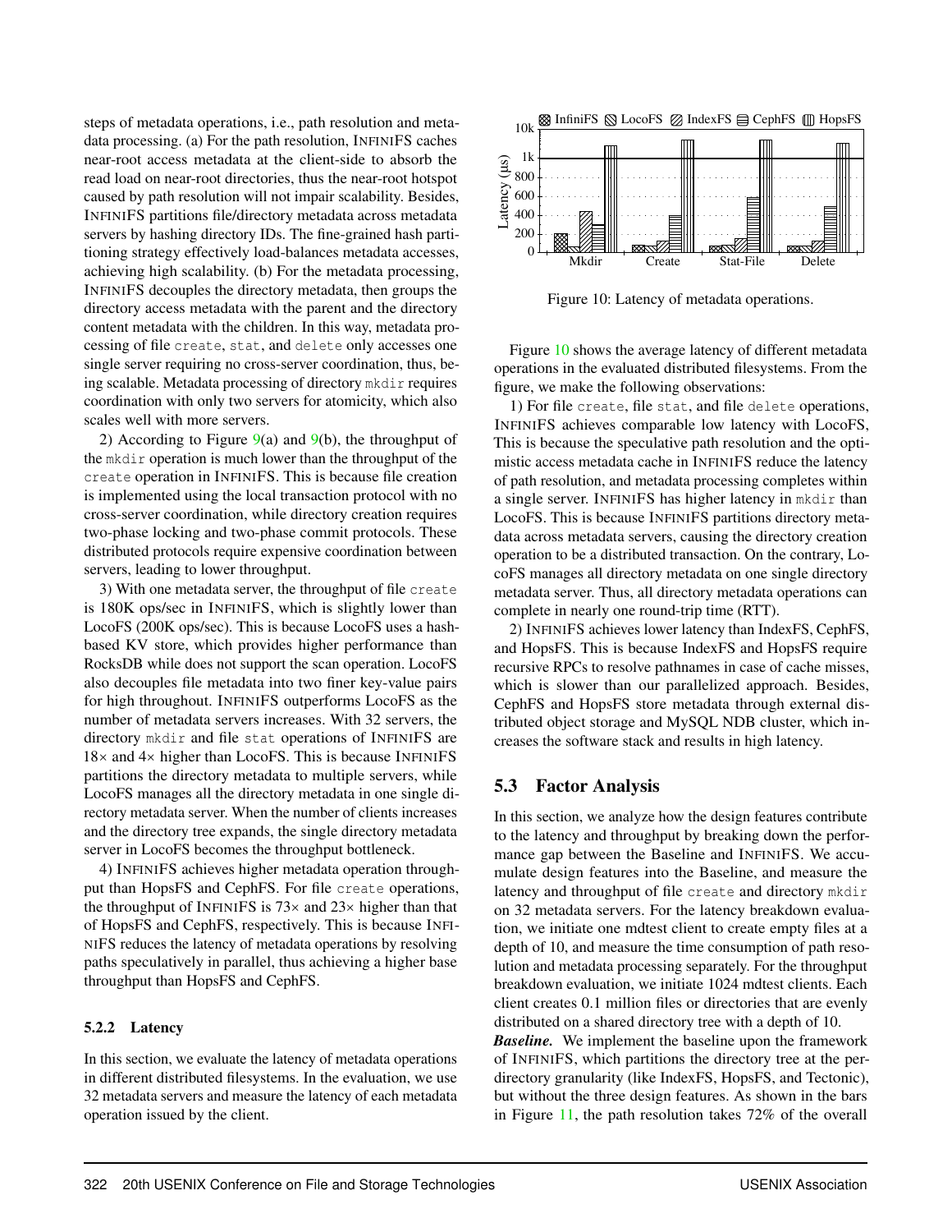steps of metadata operations, i.e., path resolution and metadata processing. (a) For the path resolution, INFINIFS caches near-root access metadata at the client-side to absorb the read load on near-root directories, thus the near-root hotspot caused by path resolution will not impair scalability. Besides, INFINIFS partitions file/directory metadata across metadata servers by hashing directory IDs. The fine-grained hash partitioning strategy effectively load-balances metadata accesses, achieving high scalability. (b) For the metadata processing, INFINIFS decouples the directory metadata, then groups the directory access metadata with the parent and the directory content metadata with the children. In this way, metadata processing of file `create`, `stat`, and `delete` only accesses one single server requiring no cross-server coordination, thus, being scalable. Metadata processing of directory `mkdir` requires coordination with only two servers for atomicity, which also scales well with more servers.

2) According to Figure 9(a) and 9(b), the throughput of the `mkdir` operation is much lower than the throughput of the `create` operation in INFINIFS. This is because file creation is implemented using the local transaction protocol with no cross-server coordination, while directory creation requires two-phase locking and two-phase commit protocols. These distributed protocols require expensive coordination between servers, leading to lower throughput.

3) With one metadata server, the throughput of file `create` is 180K ops/sec in INFINIFS, which is slightly lower than LocoFS (200K ops/sec). This is because LocoFS uses a hash-based KV store, which provides higher performance than RocksDB while does not support the scan operation. LocoFS also decouples file metadata into two finer key-value pairs for high throughout. INFINIFS outperforms LocoFS as the number of metadata servers increases. With 32 servers, the directory `mkdir` and file `stat` operations of INFINIFS are 18× and 4× higher than LocoFS. This is because INFINIFS partitions the directory metadata to multiple servers, while LocoFS manages all the directory metadata in one single directory metadata server. When the number of clients increases and the directory tree expands, the single directory metadata server in LocoFS becomes the throughput bottleneck.

4) INFINIFS achieves higher metadata operation throughput than HopsFS and CephFS. For file `create` operations, the throughput of INFINIFS is 73× and 23× higher than that of HopsFS and CephFS, respectively. This is because INFINIFS reduces the latency of metadata operations by resolving paths speculatively in parallel, thus achieving a higher base throughput than HopsFS and CephFS.

#### 5.2.2 Latency

In this section, we evaluate the latency of metadata operations in different distributed filesystems. In the evaluation, we use 32 metadata servers and measure the latency of each metadata operation issued by the client.

Figure 10: Latency of metadata operations.

Figure 10 shows the average latency of different metadata operations in the evaluated distributed filesystems. From the figure, we make the following observations:

1) For file `create`, file `stat`, and file `delete` operations, INFINIFS achieves comparable low latency with LocoFS, This is because the speculative path resolution and the optimistic access metadata cache in INFINIFS reduce the latency of path resolution, and metadata processing completes within a single server. INFINIFS has higher latency in `mkdir` than LocoFS. This is because INFINIFS partitions directory metadata across metadata servers, causing the directory creation operation to be a distributed transaction. On the contrary, LocoFS manages all directory metadata on one single directory metadata server. Thus, all directory metadata operations can complete in nearly one round-trip time (RTT).

2) INFINIFS achieves lower latency than IndexFS, CephFS, and HopsFS. This is because IndexFS and HopsFS require recursive RPCs to resolve pathnames in case of cache misses, which is slower than our parallelized approach. Besides, CephFS and HopsFS store metadata through external distributed object storage and MySQL NDB cluster, which increases the software stack and results in high latency.

### 5.3 Factor Analysis

In this section, we analyze how the design features contribute to the latency and throughput by breaking down the performance gap between the Baseline and INFINIFS. We accumulate design features into the Baseline, and measure the latency and throughput of file `create` and directory `mkdir` on 32 metadata servers. For the latency breakdown evaluation, we initiate one mdtest client to create empty files at a depth of 10, and measure the time consumption of path resolution and metadata processing separately. For the throughput breakdown evaluation, we initiate 1024 mdtest clients. Each client creates 0.1 million files or directories that are evenly distributed on a shared directory tree with a depth of 10.

***Baseline.*** We implement the baseline upon the framework of INFINIFS, which partitions the directory tree at the per-directory granularity (like IndexFS, HopsFS, and Tectonic), but without the three design features. As shown in the bars in Figure 11, the path resolution takes 72% of the overall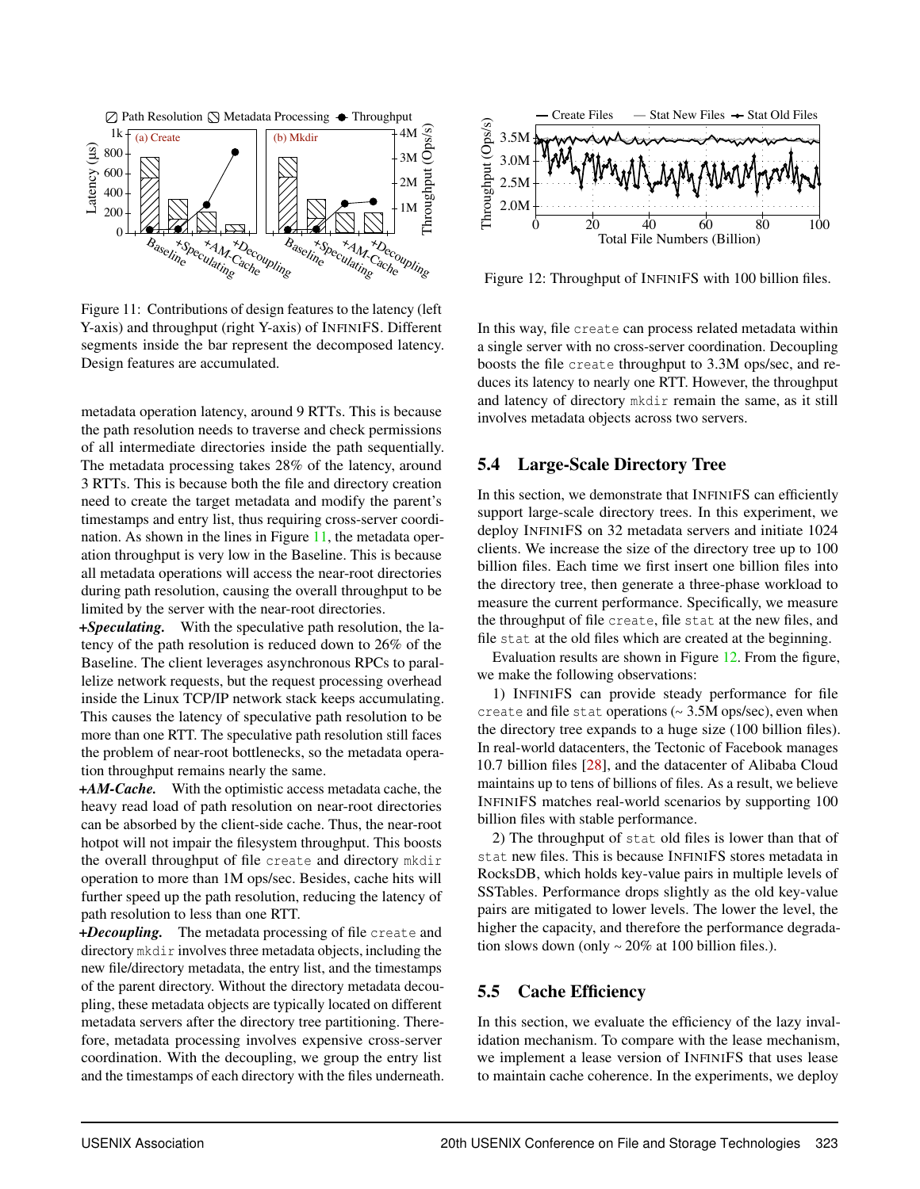Figure 11: Contributions of design features to the latency (left Y-axis) and throughput (right Y-axis) of INFINIFS. Different segments inside the bar represent the decomposed latency. Design features are accumulated.

metadata operation latency, around 9 RTTs. This is because the path resolution needs to traverse and check permissions of all intermediate directories inside the path sequentially. The metadata processing takes 28% of the latency, around 3 RTTs. This is because both the file and directory creation need to create the target metadata and modify the parent's timestamps and entry list, thus requiring cross-server coordination. As shown in the lines in Figure 11, the metadata operation throughput is very low in the Baseline. This is because all metadata operations will access the near-root directories during path resolution, causing the overall throughput to be limited by the server with the near-root directories.

***+Speculating.*** With the speculative path resolution, the latency of the path resolution is reduced down to 26% of the Baseline. The client leverages asynchronous RPCs to parallelize network requests, but the request processing overhead inside the Linux TCP/IP network stack keeps accumulating. This causes the latency of speculative path resolution to be more than one RTT. The speculative path resolution still faces the problem of near-root bottlenecks, so the metadata operation throughput remains nearly the same.

***+AM-Cache.*** With the optimistic access metadata cache, the heavy read load of path resolution on near-root directories can be absorbed by the client-side cache. Thus, the near-root hotpot will not impair the filesystem throughput. This boosts the overall throughput of file `create` and directory `mkdir` operation to more than 1M ops/sec. Besides, cache hits will further speed up the path resolution, reducing the latency of path resolution to less than one RTT.

***+Decoupling.*** The metadata processing of file `create` and directory `mkdir` involves three metadata objects, including the new file/directory metadata, the entry list, and the timestamps of the parent directory. Without the directory metadata decoupling, these metadata objects are typically located on different metadata servers after the directory tree partitioning. Therefore, metadata processing involves expensive cross-server coordination. With the decoupling, we group the entry list and the timestamps of each directory with the files underneath.

Figure 12: Throughput of INFINIFS with 100 billion files.

In this way, file `create` can process related metadata within a single server with no cross-server coordination. Decoupling boosts the file `create` throughput to 3.3M ops/sec, and reduces its latency to nearly one RTT. However, the throughput and latency of directory `mkdir` remain the same, as it still involves metadata objects across two servers.

## 5.4 Large-Scale Directory Tree

In this section, we demonstrate that INFINIFS can efficiently support large-scale directory trees. In this experiment, we deploy INFINIFS on 32 metadata servers and initiate 1024 clients. We increase the size of the directory tree up to 100 billion files. Each time we first insert one billion files into the directory tree, then generate a three-phase workload to measure the current performance. Specifically, we measure the throughput of file `create`, file `stat` at the new files, and file `stat` at the old files which are created at the beginning.

Evaluation results are shown in Figure 12. From the figure, we make the following observations:

1) INFINIFS can provide steady performance for file `create` and file `stat` operations (~ 3.5M ops/sec), even when the directory tree expands to a huge size (100 billion files). In real-world datacenters, the Tectonic of Facebook manages 10.7 billion files [28], and the datacenter of Alibaba Cloud maintains up to tens of billions of files. As a result, we believe INFINIFS matches real-world scenarios by supporting 100 billion files with stable performance.

2) The throughput of `stat` old files is lower than that of `stat` new files. This is because INFINIFS stores metadata in RocksDB, which holds key-value pairs in multiple levels of SSTables. Performance drops slightly as the old key-value pairs are mitigated to lower levels. The lower the level, the higher the capacity, and therefore the performance degradation slows down (only ~ 20% at 100 billion files.).

## 5.5 Cache Efficiency

In this section, we evaluate the efficiency of the lazy invalidation mechanism. To compare with the lease mechanism, we implement a lease version of INFINIFS that uses lease to maintain cache coherence. In the experiments, we deploy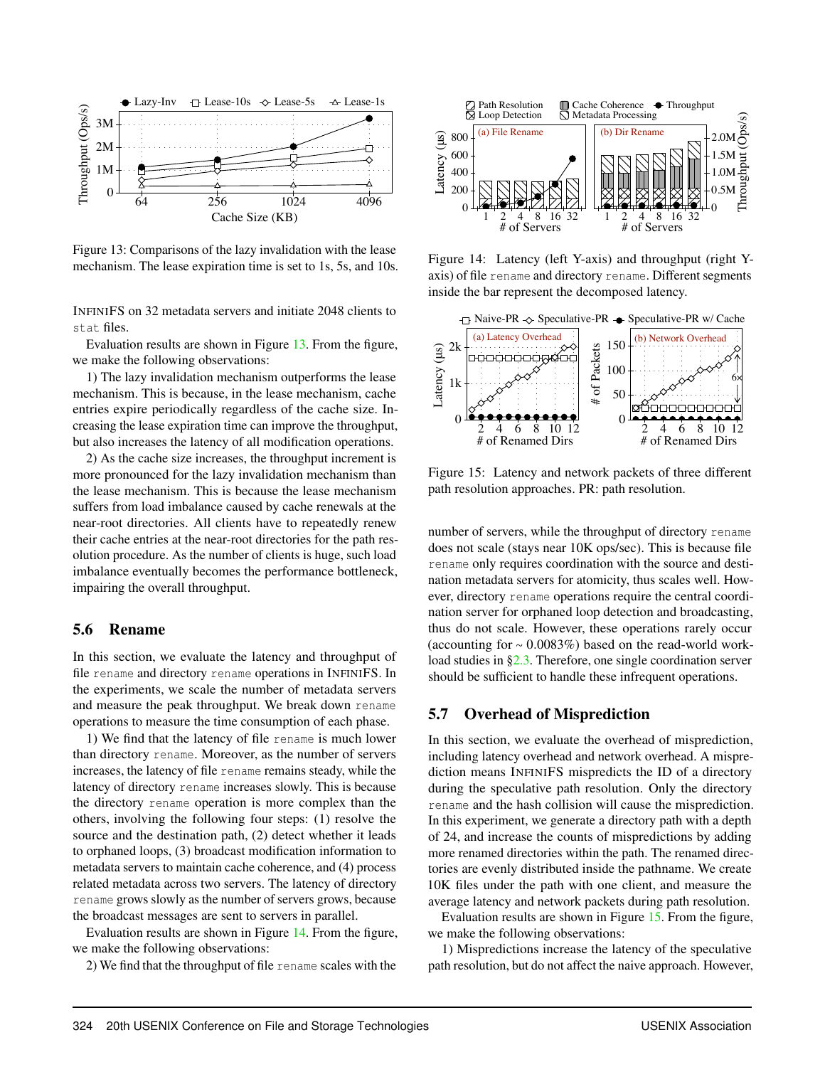Figure 13: Comparisons of the lazy invalidation with the lease mechanism. The lease expiration time is set to 1s, 5s, and 10s.

INFINIFS on 32 metadata servers and initiate 2048 clients to stat files.

Evaluation results are shown in Figure 13. From the figure, we make the following observations:

1) The lazy invalidation mechanism outperforms the lease mechanism. This is because, in the lease mechanism, cache entries expire periodically regardless of the cache size. Increasing the lease expiration time can improve the throughput, but also increases the latency of all modification operations.

2) As the cache size increases, the throughput increment is more pronounced for the lazy invalidation mechanism than the lease mechanism. This is because the lease mechanism suffers from load imbalance caused by cache renewals at the near-root directories. All clients have to repeatedly renew their cache entries at the near-root directories for the path resolution procedure. As the number of clients is huge, such load imbalance eventually becomes the performance bottleneck, impairing the overall throughput.

## 5.6 Rename

In this section, we evaluate the latency and throughput of file rename and directory rename operations in INFINIFS. In the experiments, we scale the number of metadata servers and measure the peak throughput. We break down rename operations to measure the time consumption of each phase.

1) We find that the latency of file rename is much lower than directory rename. Moreover, as the number of servers increases, the latency of file rename remains steady, while the latency of directory rename increases slowly. This is because the directory rename operation is more complex than the others, involving the following four steps: (1) resolve the source and the destination path, (2) detect whether it leads to orphaned loops, (3) broadcast modification information to metadata servers to maintain cache coherence, and (4) process related metadata across two servers. The latency of directory rename grows slowly as the number of servers grows, because the broadcast messages are sent to servers in parallel.

Evaluation results are shown in Figure 14. From the figure, we make the following observations:

2) We find that the throughput of file rename scales with the number of servers, while the throughput of directory rename does not scale (stays near 10K ops/sec). This is because file rename only requires coordination with the source and destination metadata servers for atomicity, thus scales well. However, directory rename operations require the central coordination server for orphaned loop detection and broadcasting, thus do not scale. However, these operations rarely occur (accounting for ~ 0.0083%) based on the read-world workload studies in §2.3. Therefore, one single coordination server should be sufficient to handle these infrequent operations.

Figure 14: Latency (left Y-axis) and throughput (right Y-axis) of file rename and directory rename. Different segments inside the bar represent the decomposed latency.

Figure 15: Latency and network packets of three different path resolution approaches. PR: path resolution.

## 5.7 Overhead of Misprediction

In this section, we evaluate the overhead of misprediction, including latency overhead and network overhead. A misprediction means INFINIFS mispredicts the ID of a directory during the speculative path resolution. Only the directory rename and the hash collision will cause the misprediction. In this experiment, we generate a directory path with a depth of 24, and increase the counts of mispredictions by adding more renamed directories within the path. The renamed directories are evenly distributed inside the pathname. We create 10K files under the path with one client, and measure the average latency and network packets during path resolution.

Evaluation results are shown in Figure 15. From the figure, we make the following observations:

1) Mispredictions increase the latency of the speculative path resolution, but do not affect the naive approach. However,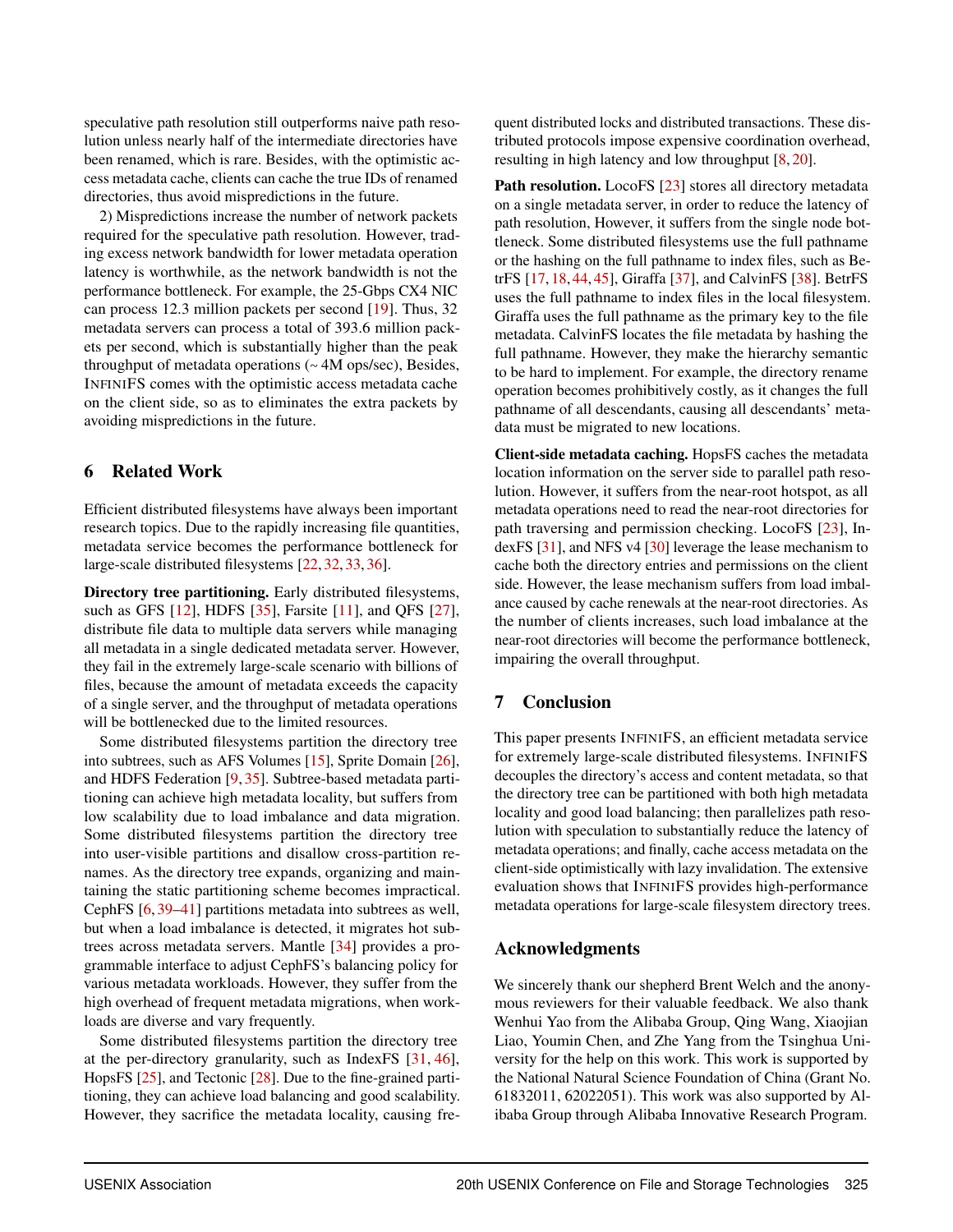speculative path resolution still outperforms naive path resolution unless nearly half of the intermediate directories have been renamed, which is rare. Besides, with the optimistic access metadata cache, clients can cache the true IDs of renamed directories, thus avoid mispredictions in the future.

2) Mispredictions increase the number of network packets required for the speculative path resolution. However, trading excess network bandwidth for lower metadata operation latency is worthwhile, as the network bandwidth is not the performance bottleneck. For example, the 25-Gbps CX4 NIC can process 12.3 million packets per second [19]. Thus, 32 metadata servers can process a total of 393.6 million packets per second, which is substantially higher than the peak throughput of metadata operations (~ 4M ops/sec), Besides, INFINIFS comes with the optimistic access metadata cache on the client side, so as to eliminates the extra packets by avoiding mispredictions in the future.

## 6 Related Work

Efficient distributed filesystems have always been important research topics. Due to the rapidly increasing file quantities, metadata service becomes the performance bottleneck for large-scale distributed filesystems [22, 32, 33, 36].

**Directory tree partitioning.** Early distributed filesystems, such as GFS [12], HDFS [35], Farsite [11], and QFS [27], distribute file data to multiple data servers while managing all metadata in a single dedicated metadata server. However, they fail in the extremely large-scale scenario with billions of files, because the amount of metadata exceeds the capacity of a single server, and the throughput of metadata operations will be bottlenecked due to the limited resources.

Some distributed filesystems partition the directory tree into subtrees, such as AFS Volumes [15], Sprite Domain [26], and HDFS Federation [9, 35]. Subtree-based metadata partitioning can achieve high metadata locality, but suffers from low scalability due to load imbalance and data migration. Some distributed filesystems partition the directory tree into user-visible partitions and disallow cross-partition renames. As the directory tree expands, organizing and maintaining the static partitioning scheme becomes impractical. CephFS [6, 39–41] partitions metadata into subtrees as well, but when a load imbalance is detected, it migrates hot subtrees across metadata servers. Mantle [34] provides a programmable interface to adjust CephFS's balancing policy for various metadata workloads. However, they suffer from the high overhead of frequent metadata migrations, when workloads are diverse and vary frequently.

Some distributed filesystems partition the directory tree at the per-directory granularity, such as IndexFS [31, 46], HopsFS [25], and Tectonic [28]. Due to the fine-grained partitioning, they can achieve load balancing and good scalability. However, they sacrifice the metadata locality, causing frequent distributed locks and distributed transactions. These distributed protocols impose expensive coordination overhead, resulting in high latency and low throughput [8, 20].

**Path resolution.** LocoFS [23] stores all directory metadata on a single metadata server, in order to reduce the latency of path resolution, However, it suffers from the single node bottleneck. Some distributed filesystems use the full pathname or the hashing on the full pathname to index files, such as BetrFS [17, 18, 44, 45], Giraffa [37], and CalvinFS [38]. BetrFS uses the full pathname to index files in the local filesystem. Giraffa uses the full pathname as the primary key to the file metadata. CalvinFS locates the file metadata by hashing the full pathname. However, they make the hierarchy semantic to be hard to implement. For example, the directory rename operation becomes prohibitively costly, as it changes the full pathname of all descendants, causing all descendants' metadata must be migrated to new locations.

**Client-side metadata caching.** HopsFS caches the metadata location information on the server side to parallel path resolution. However, it suffers from the near-root hotspot, as all metadata operations need to read the near-root directories for path traversing and permission checking. LocoFS [23], IndexFS [31], and NFS v4 [30] leverage the lease mechanism to cache both the directory entries and permissions on the client side. However, the lease mechanism suffers from load imbalance caused by cache renewals at the near-root directories. As the number of clients increases, such load imbalance at the near-root directories will become the performance bottleneck, impairing the overall throughput.

## 7 Conclusion

This paper presents INFINIFS, an efficient metadata service for extremely large-scale distributed filesystems. INFINIFS decouples the directory's access and content metadata, so that the directory tree can be partitioned with both high metadata locality and good load balancing; then parallelizes path resolution with speculation to substantially reduce the latency of metadata operations; and finally, cache access metadata on the client-side optimistically with lazy invalidation. The extensive evaluation shows that INFINIFS provides high-performance metadata operations for large-scale filesystem directory trees.

## Acknowledgments

We sincerely thank our shepherd Brent Welch and the anonymous reviewers for their valuable feedback. We also thank Wenhui Yao from the Alibaba Group, Qing Wang, Xiaojian Liao, Youmin Chen, and Zhe Yang from the Tsinghua University for the help on this work. This work is supported by the National Natural Science Foundation of China (Grant No. 61832011, 62022051). This work was also supported by Alibaba Group through Alibaba Innovative Research Program.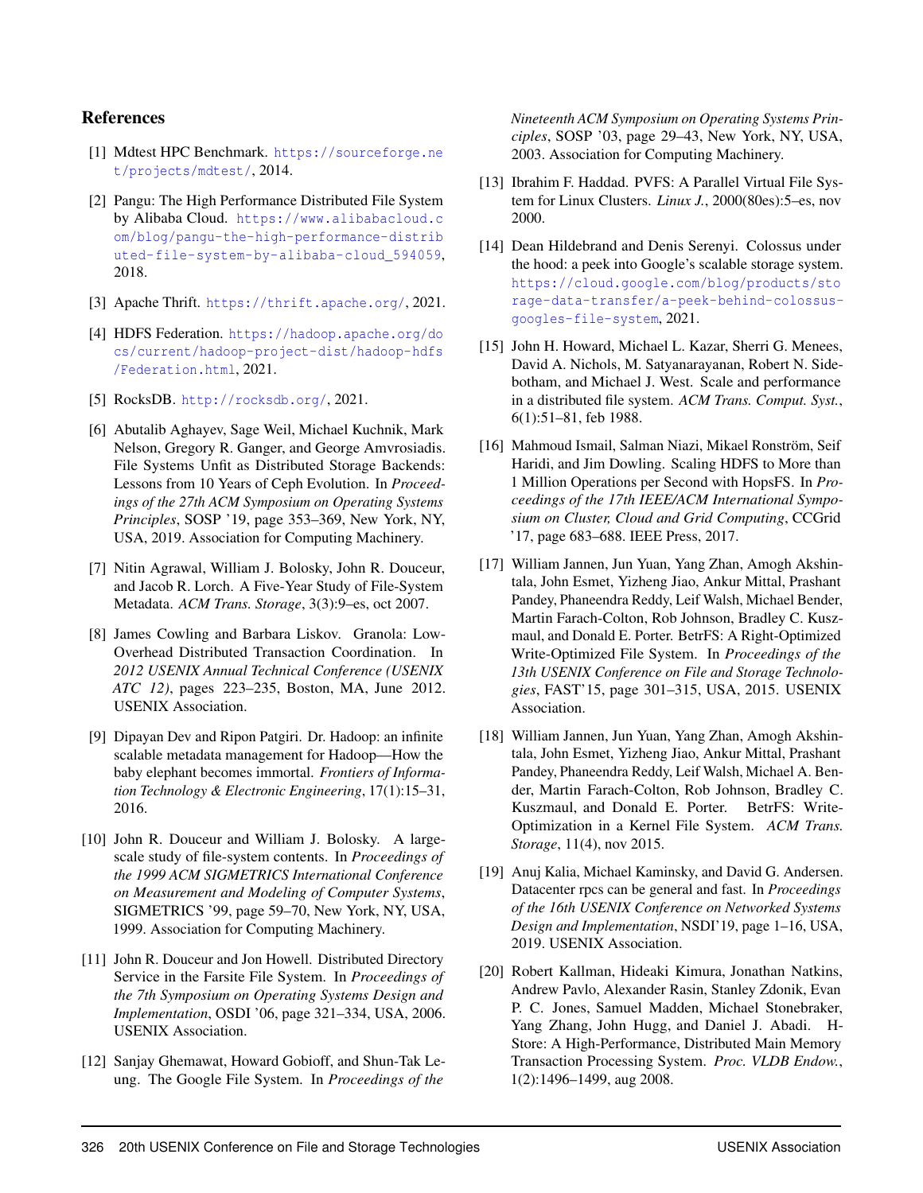## References

[1] Mdtest HPC Benchmark. https://sourceforge.net/projects/mdtest/, 2014.

[2] Pangu: The High Performance Distributed File System by Alibaba Cloud. https://www.alibabacloud.com/blog/pangu-the-high-performance-distributed-file-system-by-alibaba-cloud_594059, 2018.

[3] Apache Thrift. https://thrift.apache.org/, 2021.

[4] HDFS Federation. https://hadoop.apache.org/docs/current/hadoop-project-dist/hadoop-hdfs/Federation.html, 2021.

[5] RocksDB. http://rocksdb.org/, 2021.

[6] Abutalib Aghayev, Sage Weil, Michael Kuchnik, Mark Nelson, Gregory R. Ganger, and George Amvrosiadis. File Systems Unfit as Distributed Storage Backends: Lessons from 10 Years of Ceph Evolution. In *Proceedings of the 27th ACM Symposium on Operating Systems Principles*, SOSP '19, page 353–369, New York, NY, USA, 2019. Association for Computing Machinery.

[7] Nitin Agrawal, William J. Bolosky, John R. Douceur, and Jacob R. Lorch. A Five-Year Study of File-System Metadata. *ACM Trans. Storage*, 3(3):9–es, oct 2007.

[8] James Cowling and Barbara Liskov. Granola: Low-Overhead Distributed Transaction Coordination. In *2012 USENIX Annual Technical Conference (USENIX ATC 12)*, pages 223–235, Boston, MA, June 2012. USENIX Association.

[9] Dipayan Dev and Ripon Patgiri. Dr. Hadoop: an infinite scalable metadata management for Hadoop—How the baby elephant becomes immortal. *Frontiers of Information Technology & Electronic Engineering*, 17(1):15–31, 2016.

[10] John R. Douceur and William J. Bolosky. A large-scale study of file-system contents. In *Proceedings of the 1999 ACM SIGMETRICS International Conference on Measurement and Modeling of Computer Systems*, SIGMETRICS '99, page 59–70, New York, NY, USA, 1999. Association for Computing Machinery.

[11] John R. Douceur and Jon Howell. Distributed Directory Service in the Farsite File System. In *Proceedings of the 7th Symposium on Operating Systems Design and Implementation*, OSDI '06, page 321–334, USA, 2006. USENIX Association.

[12] Sanjay Ghemawat, Howard Gobioff, and Shun-Tak Leung. The Google File System. In *Proceedings of the Nineteenth ACM Symposium on Operating Systems Principles*, SOSP '03, page 29–43, New York, NY, USA, 2003. Association for Computing Machinery.

[13] Ibrahim F. Haddad. PVFS: A Parallel Virtual File System for Linux Clusters. *Linux J.*, 2000(80es):5–es, nov 2000.

[14] Dean Hildebrand and Denis Serenyi. Colossus under the hood: a peek into Google's scalable storage system. https://cloud.google.com/blog/products/storage-data-transfer/a-peek-behind-colossus-googles-file-system, 2021.

[15] John H. Howard, Michael L. Kazar, Sherri G. Menees, David A. Nichols, M. Satyanarayanan, Robert N. Sidebotham, and Michael J. West. Scale and performance in a distributed file system. *ACM Trans. Comput. Syst.*, 6(1):51–81, feb 1988.

[16] Mahmoud Ismail, Salman Niazi, Mikael Ronström, Seif Haridi, and Jim Dowling. Scaling HDFS to More than 1 Million Operations per Second with HopsFS. In *Proceedings of the 17th IEEE/ACM International Symposium on Cluster, Cloud and Grid Computing*, CCGrid '17, page 683–688. IEEE Press, 2017.

[17] William Jannen, Jun Yuan, Yang Zhan, Amogh Akshintala, John Esmet, Yizheng Jiao, Ankur Mittal, Prashant Pandey, Phaneendra Reddy, Leif Walsh, Michael Bender, Martin Farach-Colton, Rob Johnson, Bradley C. Kuszmaul, and Donald E. Porter. BetrFS: A Right-Optimized Write-Optimized File System. In *Proceedings of the 13th USENIX Conference on File and Storage Technologies*, FAST'15, page 301–315, USA, 2015. USENIX Association.

[18] William Jannen, Jun Yuan, Yang Zhan, Amogh Akshintala, John Esmet, Yizheng Jiao, Ankur Mittal, Prashant Pandey, Phaneendra Reddy, Leif Walsh, Michael A. Bender, Martin Farach-Colton, Rob Johnson, Bradley C. Kuszmaul, and Donald E. Porter. BetrFS: Write-Optimization in a Kernel File System. *ACM Trans. Storage*, 11(4), nov 2015.

[19] Anuj Kalia, Michael Kaminsky, and David G. Andersen. Datacenter rpcs can be general and fast. In *Proceedings of the 16th USENIX Conference on Networked Systems Design and Implementation*, NSDI'19, page 1–16, USA, 2019. USENIX Association.

[20] Robert Kallman, Hideaki Kimura, Jonathan Natkins, Andrew Pavlo, Alexander Rasin, Stanley Zdonik, Evan P. C. Jones, Samuel Madden, Michael Stonebraker, Yang Zhang, John Hugg, and Daniel J. Abadi. H-Store: A High-Performance, Distributed Main Memory Transaction Processing System. *Proc. VLDB Endow.*, 1(2):1496–1499, aug 2008.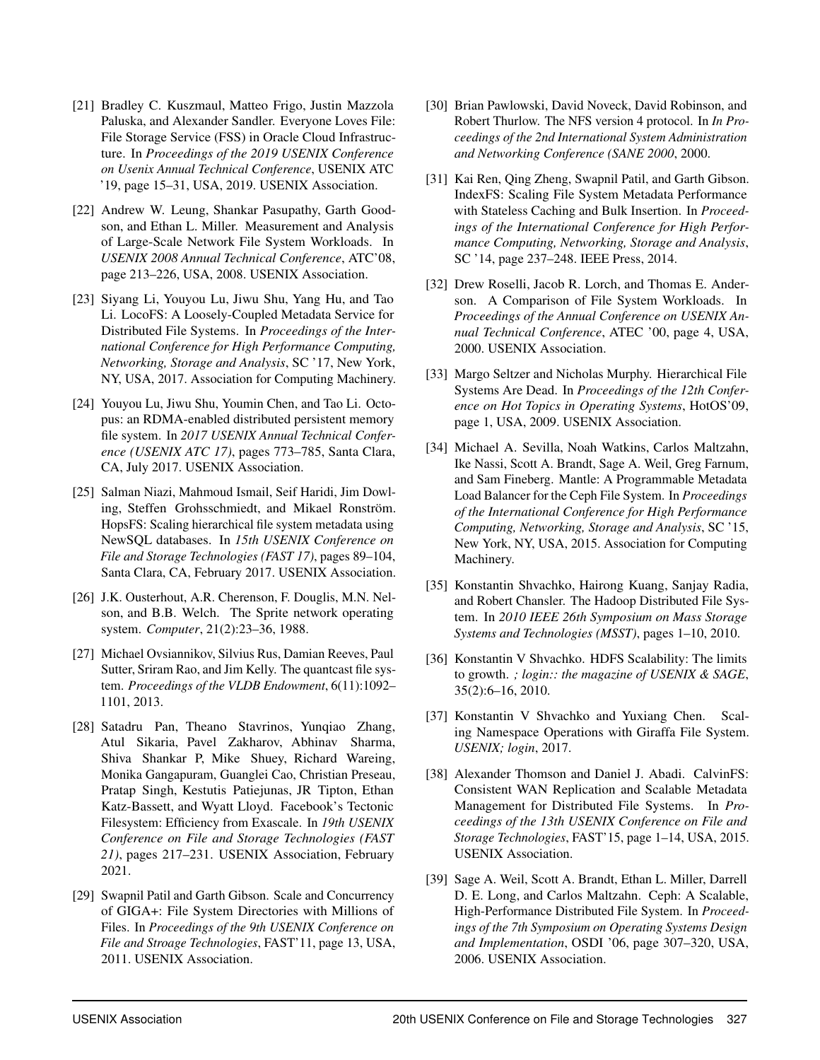[21] Bradley C. Kuszmaul, Matteo Frigo, Justin Mazzola Paluska, and Alexander Sandler. Everyone Loves File: File Storage Service (FSS) in Oracle Cloud Infrastructure. In *Proceedings of the 2019 USENIX Conference on Usenix Annual Technical Conference*, USENIX ATC '19, page 15–31, USA, 2019. USENIX Association.

[22] Andrew W. Leung, Shankar Pasupathy, Garth Goodson, and Ethan L. Miller. Measurement and Analysis of Large-Scale Network File System Workloads. In *USENIX 2008 Annual Technical Conference*, ATC'08, page 213–226, USA, 2008. USENIX Association.

[23] Siyang Li, Youyou Lu, Jiwu Shu, Yang Hu, and Tao Li. LocoFS: A Loosely-Coupled Metadata Service for Distributed File Systems. In *Proceedings of the International Conference for High Performance Computing, Networking, Storage and Analysis*, SC '17, New York, NY, USA, 2017. Association for Computing Machinery.

[24] Youyou Lu, Jiwu Shu, Youmin Chen, and Tao Li. Octopus: an RDMA-enabled distributed persistent memory file system. In *2017 USENIX Annual Technical Conference (USENIX ATC 17)*, pages 773–785, Santa Clara, CA, July 2017. USENIX Association.

[25] Salman Niazi, Mahmoud Ismail, Seif Haridi, Jim Dowling, Steffen Grohsschmiedt, and Mikael Ronström. HopsFS: Scaling hierarchical file system metadata using NewSQL databases. In *15th USENIX Conference on File and Storage Technologies (FAST 17)*, pages 89–104, Santa Clara, CA, February 2017. USENIX Association.

[26] J.K. Ousterhout, A.R. Cherenson, F. Douglis, M.N. Nelson, and B.B. Welch. The Sprite network operating system. *Computer*, 21(2):23–36, 1988.

[27] Michael Ovsiannikov, Silvius Rus, Damian Reeves, Paul Sutter, Sriram Rao, and Jim Kelly. The quantcast file system. *Proceedings of the VLDB Endowment*, 6(11):1092–1101, 2013.

[28] Satadru Pan, Theano Stavrinos, Yunqiao Zhang, Atul Sikaria, Pavel Zakharov, Abhinav Sharma, Shiva Shankar P, Mike Shuey, Richard Wareing, Monika Gangapuram, Guanglei Cao, Christian Preseau, Pratap Singh, Kestutis Patiejunas, JR Tipton, Ethan Katz-Bassett, and Wyatt Lloyd. Facebook's Tectonic Filesystem: Efficiency from Exascale. In *19th USENIX Conference on File and Storage Technologies (FAST 21)*, pages 217–231. USENIX Association, February 2021.

[29] Swapnil Patil and Garth Gibson. Scale and Concurrency of GIGA+: File System Directories with Millions of Files. In *Proceedings of the 9th USENIX Conference on File and Stroage Technologies*, FAST'11, page 13, USA, 2011. USENIX Association.

[30] Brian Pawlowski, David Noveck, David Robinson, and Robert Thurlow. The NFS version 4 protocol. In *In Proceedings of the 2nd International System Administration and Networking Conference (SANE 2000*, 2000.

[31] Kai Ren, Qing Zheng, Swapnil Patil, and Garth Gibson. IndexFS: Scaling File System Metadata Performance with Stateless Caching and Bulk Insertion. In *Proceedings of the International Conference for High Performance Computing, Networking, Storage and Analysis*, SC '14, page 237–248. IEEE Press, 2014.

[32] Drew Roselli, Jacob R. Lorch, and Thomas E. Anderson. A Comparison of File System Workloads. In *Proceedings of the Annual Conference on USENIX Annual Technical Conference*, ATEC '00, page 4, USA, 2000. USENIX Association.

[33] Margo Seltzer and Nicholas Murphy. Hierarchical File Systems Are Dead. In *Proceedings of the 12th Conference on Hot Topics in Operating Systems*, HotOS'09, page 1, USA, 2009. USENIX Association.

[34] Michael A. Sevilla, Noah Watkins, Carlos Maltzahn, Ike Nassi, Scott A. Brandt, Sage A. Weil, Greg Farnum, and Sam Fineberg. Mantle: A Programmable Metadata Load Balancer for the Ceph File System. In *Proceedings of the International Conference for High Performance Computing, Networking, Storage and Analysis*, SC '15, New York, NY, USA, 2015. Association for Computing Machinery.

[35] Konstantin Shvachko, Hairong Kuang, Sanjay Radia, and Robert Chansler. The Hadoop Distributed File System. In *2010 IEEE 26th Symposium on Mass Storage Systems and Technologies (MSST)*, pages 1–10, 2010.

[36] Konstantin V Shvachko. HDFS Scalability: The limits to growth. *; login:: the magazine of USENIX & SAGE*, 35(2):6–16, 2010.

[37] Konstantin V Shvachko and Yuxiang Chen. Scaling Namespace Operations with Giraffa File System. *USENIX; login*, 2017.

[38] Alexander Thomson and Daniel J. Abadi. CalvinFS: Consistent WAN Replication and Scalable Metadata Management for Distributed File Systems. In *Proceedings of the 13th USENIX Conference on File and Storage Technologies*, FAST'15, page 1–14, USA, 2015. USENIX Association.

[39] Sage A. Weil, Scott A. Brandt, Ethan L. Miller, Darrell D. E. Long, and Carlos Maltzahn. Ceph: A Scalable, High-Performance Distributed File System. In *Proceedings of the 7th Symposium on Operating Systems Design and Implementation*, OSDI '06, page 307–320, USA, 2006. USENIX Association.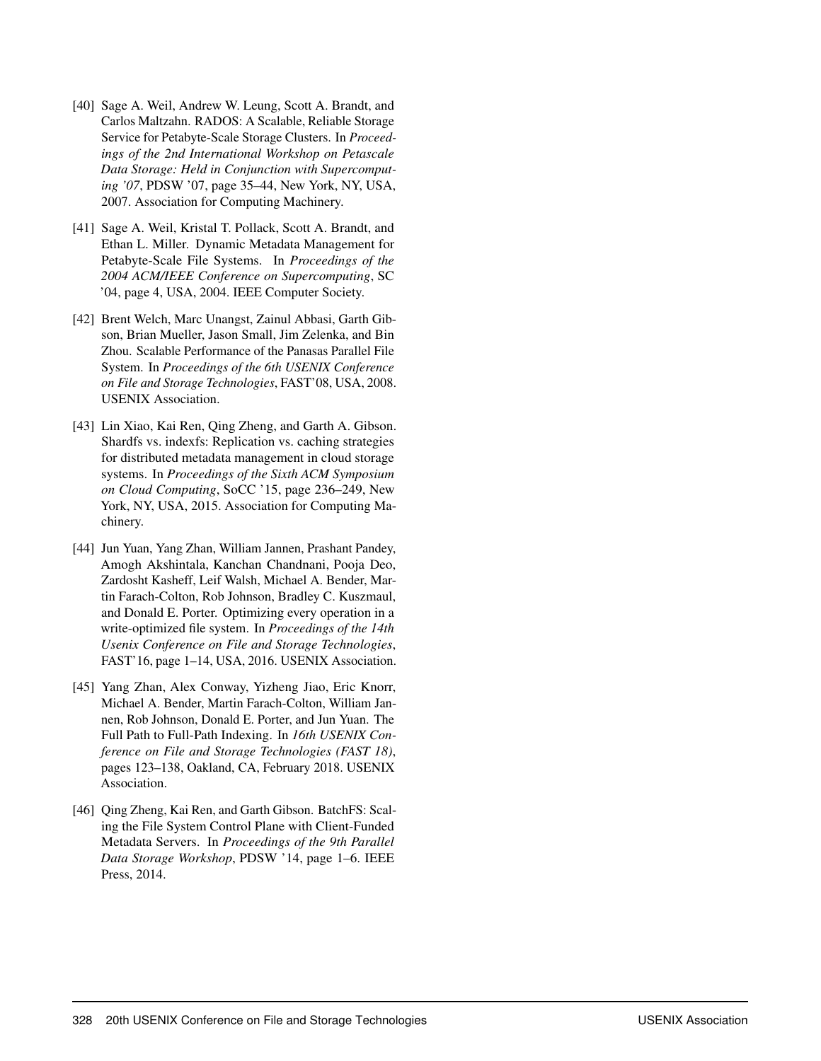[40] Sage A. Weil, Andrew W. Leung, Scott A. Brandt, and Carlos Maltzahn. RADOS: A Scalable, Reliable Storage Service for Petabyte-Scale Storage Clusters. In *Proceedings of the 2nd International Workshop on Petascale Data Storage: Held in Conjunction with Supercomputing '07*, PDSW '07, page 35–44, New York, NY, USA, 2007. Association for Computing Machinery.

[41] Sage A. Weil, Kristal T. Pollack, Scott A. Brandt, and Ethan L. Miller. Dynamic Metadata Management for Petabyte-Scale File Systems. In *Proceedings of the 2004 ACM/IEEE Conference on Supercomputing*, SC '04, page 4, USA, 2004. IEEE Computer Society.

[42] Brent Welch, Marc Unangst, Zainul Abbasi, Garth Gibson, Brian Mueller, Jason Small, Jim Zelenka, and Bin Zhou. Scalable Performance of the Panasas Parallel File System. In *Proceedings of the 6th USENIX Conference on File and Storage Technologies*, FAST'08, USA, 2008. USENIX Association.

[43] Lin Xiao, Kai Ren, Qing Zheng, and Garth A. Gibson. Shardfs vs. indexfs: Replication vs. caching strategies for distributed metadata management in cloud storage systems. In *Proceedings of the Sixth ACM Symposium on Cloud Computing*, SoCC '15, page 236–249, New York, NY, USA, 2015. Association for Computing Machinery.

[44] Jun Yuan, Yang Zhan, William Jannen, Prashant Pandey, Amogh Akshintala, Kanchan Chandnani, Pooja Deo, Zardosht Kasheff, Leif Walsh, Michael A. Bender, Martin Farach-Colton, Rob Johnson, Bradley C. Kuszmaul, and Donald E. Porter. Optimizing every operation in a write-optimized file system. In *Proceedings of the 14th Usenix Conference on File and Storage Technologies*, FAST'16, page 1–14, USA, 2016. USENIX Association.

[45] Yang Zhan, Alex Conway, Yizheng Jiao, Eric Knorr, Michael A. Bender, Martin Farach-Colton, William Jannen, Rob Johnson, Donald E. Porter, and Jun Yuan. The Full Path to Full-Path Indexing. In *16th USENIX Conference on File and Storage Technologies (FAST 18)*, pages 123–138, Oakland, CA, February 2018. USENIX Association.

[46] Qing Zheng, Kai Ren, and Garth Gibson. BatchFS: Scaling the File System Control Plane with Client-Funded Metadata Servers. In *Proceedings of the 9th Parallel Data Storage Workshop*, PDSW '14, page 1–6. IEEE Press, 2014.